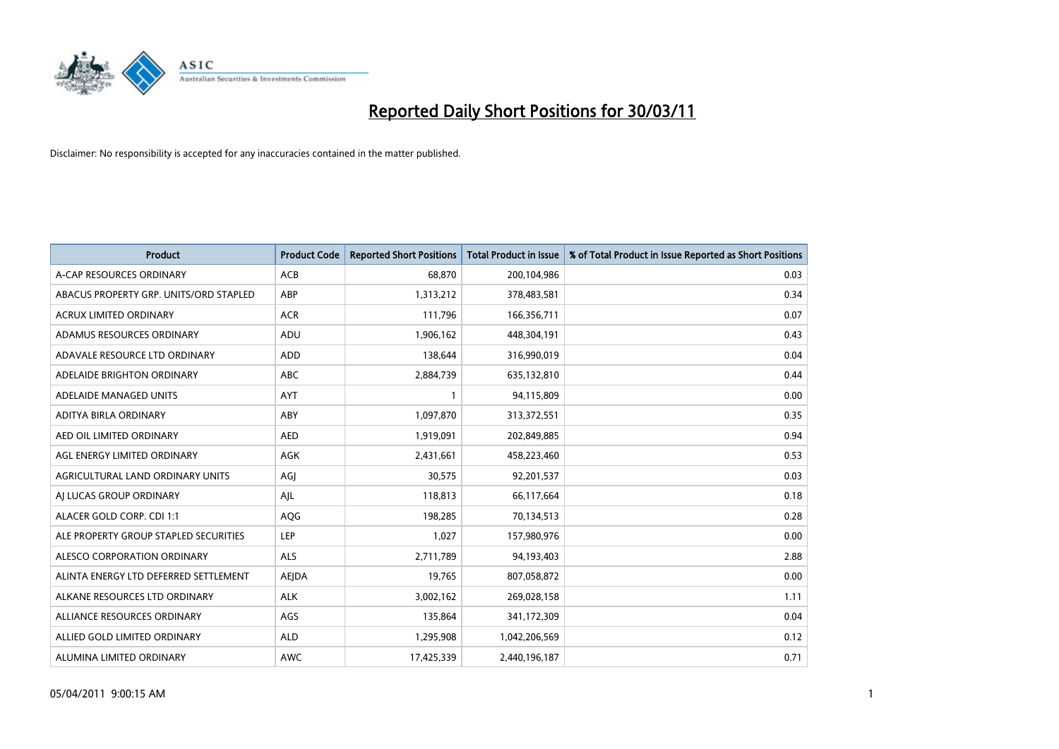# Reported Daily Short Positions for 30/03/11

Disclaimer: No responsibility is accepted for any inaccuracies contained in the matter published.

| Product | Product Code | Reported Short Positions | Total Product in Issue | % of Total Product in Issue Reported as Short Positions |
|---|---|---|---|---|
| A-CAP RESOURCES ORDINARY | ACB | 68,870 | 200,104,986 | 0.03 |
| ABACUS PROPERTY GRP. UNITS/ORD STAPLED | ABP | 1,313,212 | 378,483,581 | 0.34 |
| ACRUX LIMITED ORDINARY | ACR | 111,796 | 166,356,711 | 0.07 |
| ADAMUS RESOURCES ORDINARY | ADU | 1,906,162 | 448,304,191 | 0.43 |
| ADAVALE RESOURCE LTD ORDINARY | ADD | 138,644 | 316,990,019 | 0.04 |
| ADELAIDE BRIGHTON ORDINARY | ABC | 2,884,739 | 635,132,810 | 0.44 |
| ADELAIDE MANAGED UNITS | AYT | 1 | 94,115,809 | 0.00 |
| ADITYA BIRLA ORDINARY | ABY | 1,097,870 | 313,372,551 | 0.35 |
| AED OIL LIMITED ORDINARY | AED | 1,919,091 | 202,849,885 | 0.94 |
| AGL ENERGY LIMITED ORDINARY | AGK | 2,431,661 | 458,223,460 | 0.53 |
| AGRICULTURAL LAND ORDINARY UNITS | AGJ | 30,575 | 92,201,537 | 0.03 |
| AJ LUCAS GROUP ORDINARY | AJL | 118,813 | 66,117,664 | 0.18 |
| ALACER GOLD CORP. CDI 1:1 | AQG | 198,285 | 70,134,513 | 0.28 |
| ALE PROPERTY GROUP STAPLED SECURITIES | LEP | 1,027 | 157,980,976 | 0.00 |
| ALESCO CORPORATION ORDINARY | ALS | 2,711,789 | 94,193,403 | 2.88 |
| ALINTA ENERGY LTD DEFERRED SETTLEMENT | AEJDA | 19,765 | 807,058,872 | 0.00 |
| ALKANE RESOURCES LTD ORDINARY | ALK | 3,002,162 | 269,028,158 | 1.11 |
| ALLIANCE RESOURCES ORDINARY | AGS | 135,864 | 341,172,309 | 0.04 |
| ALLIED GOLD LIMITED ORDINARY | ALD | 1,295,908 | 1,042,206,569 | 0.12 |
| ALUMINA LIMITED ORDINARY | AWC | 17,425,339 | 2,440,196,187 | 0.71 |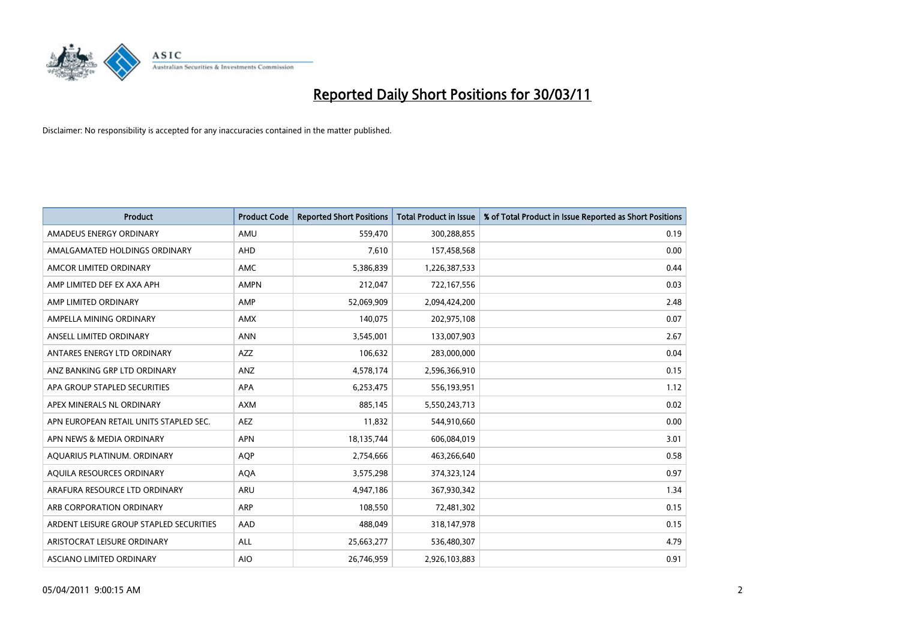# Reported Daily Short Positions for 30/03/11

Disclaimer: No responsibility is accepted for any inaccuracies contained in the matter published.

| Product | Product Code | Reported Short Positions | Total Product in Issue | % of Total Product in Issue Reported as Short Positions |
|---|---|---|---|---|
| AMADEUS ENERGY ORDINARY | AMU | 559,470 | 300,288,855 | 0.19 |
| AMALGAMATED HOLDINGS ORDINARY | AHD | 7,610 | 157,458,568 | 0.00 |
| AMCOR LIMITED ORDINARY | AMC | 5,386,839 | 1,226,387,533 | 0.44 |
| AMP LIMITED DEF EX AXA APH | AMPN | 212,047 | 722,167,556 | 0.03 |
| AMP LIMITED ORDINARY | AMP | 52,069,909 | 2,094,424,200 | 2.48 |
| AMPELLA MINING ORDINARY | AMX | 140,075 | 202,975,108 | 0.07 |
| ANSELL LIMITED ORDINARY | ANN | 3,545,001 | 133,007,903 | 2.67 |
| ANTARES ENERGY LTD ORDINARY | AZZ | 106,632 | 283,000,000 | 0.04 |
| ANZ BANKING GRP LTD ORDINARY | ANZ | 4,578,174 | 2,596,366,910 | 0.15 |
| APA GROUP STAPLED SECURITIES | APA | 6,253,475 | 556,193,951 | 1.12 |
| APEX MINERALS NL ORDINARY | AXM | 885,145 | 5,550,243,713 | 0.02 |
| APN EUROPEAN RETAIL UNITS STAPLED SEC. | AEZ | 11,832 | 544,910,660 | 0.00 |
| APN NEWS & MEDIA ORDINARY | APN | 18,135,744 | 606,084,019 | 3.01 |
| AQUARIUS PLATINUM. ORDINARY | AQP | 2,754,666 | 463,266,640 | 0.58 |
| AQUILA RESOURCES ORDINARY | AQA | 3,575,298 | 374,323,124 | 0.97 |
| ARAFURA RESOURCE LTD ORDINARY | ARU | 4,947,186 | 367,930,342 | 1.34 |
| ARB CORPORATION ORDINARY | ARP | 108,550 | 72,481,302 | 0.15 |
| ARDENT LEISURE GROUP STAPLED SECURITIES | AAD | 488,049 | 318,147,978 | 0.15 |
| ARISTOCRAT LEISURE ORDINARY | ALL | 25,663,277 | 536,480,307 | 4.79 |
| ASCIANO LIMITED ORDINARY | AIO | 26,746,959 | 2,926,103,883 | 0.91 |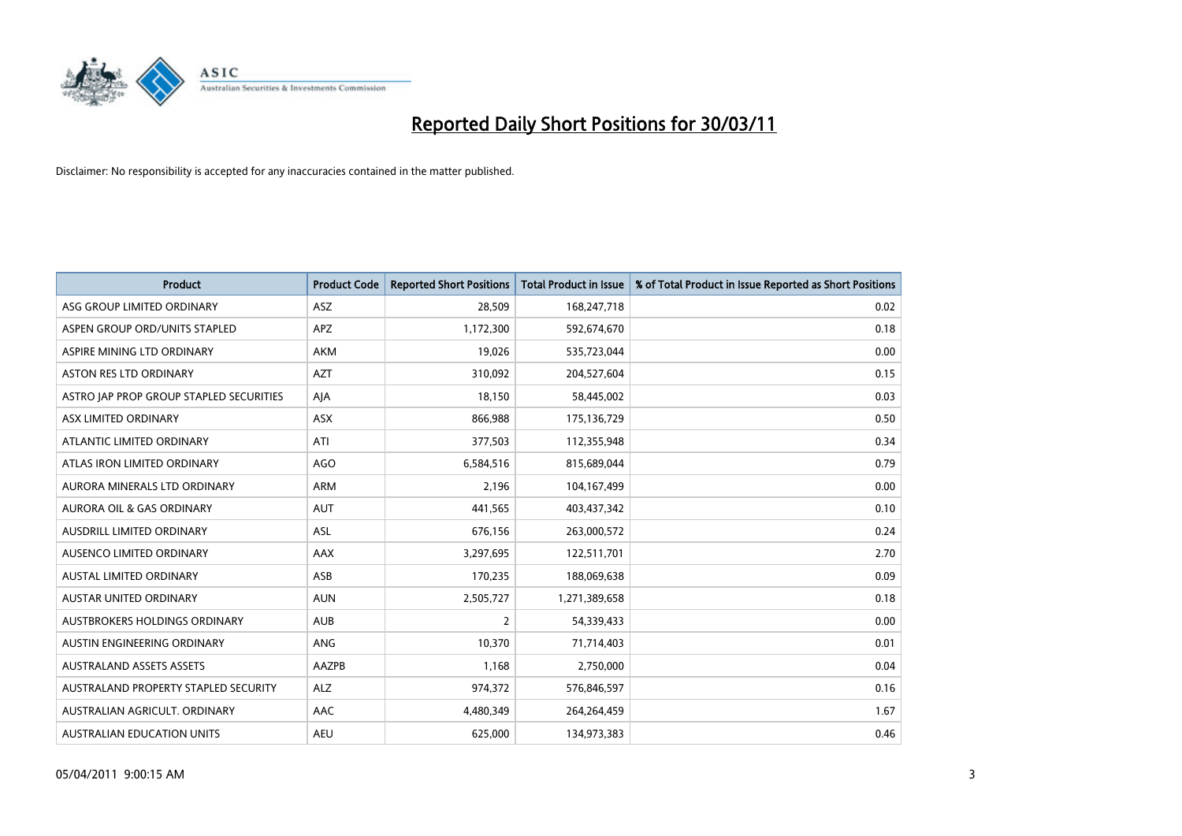# Reported Daily Short Positions for 30/03/11

Disclaimer: No responsibility is accepted for any inaccuracies contained in the matter published.

| Product | Product Code | Reported Short Positions | Total Product in Issue | % of Total Product in Issue Reported as Short Positions |
|---|---|---|---|---|
| ASG GROUP LIMITED ORDINARY | ASZ | 28,509 | 168,247,718 | 0.02 |
| ASPEN GROUP ORD/UNITS STAPLED | APZ | 1,172,300 | 592,674,670 | 0.18 |
| ASPIRE MINING LTD ORDINARY | AKM | 19,026 | 535,723,044 | 0.00 |
| ASTON RES LTD ORDINARY | AZT | 310,092 | 204,527,604 | 0.15 |
| ASTRO JAP PROP GROUP STAPLED SECURITIES | AJA | 18,150 | 58,445,002 | 0.03 |
| ASX LIMITED ORDINARY | ASX | 866,988 | 175,136,729 | 0.50 |
| ATLANTIC LIMITED ORDINARY | ATI | 377,503 | 112,355,948 | 0.34 |
| ATLAS IRON LIMITED ORDINARY | AGO | 6,584,516 | 815,689,044 | 0.79 |
| AURORA MINERALS LTD ORDINARY | ARM | 2,196 | 104,167,499 | 0.00 |
| AURORA OIL & GAS ORDINARY | AUT | 441,565 | 403,437,342 | 0.10 |
| AUSDRILL LIMITED ORDINARY | ASL | 676,156 | 263,000,572 | 0.24 |
| AUSENCO LIMITED ORDINARY | AAX | 3,297,695 | 122,511,701 | 2.70 |
| AUSTAL LIMITED ORDINARY | ASB | 170,235 | 188,069,638 | 0.09 |
| AUSTAR UNITED ORDINARY | AUN | 2,505,727 | 1,271,389,658 | 0.18 |
| AUSTBROKERS HOLDINGS ORDINARY | AUB | 2 | 54,339,433 | 0.00 |
| AUSTIN ENGINEERING ORDINARY | ANG | 10,370 | 71,714,403 | 0.01 |
| AUSTRALAND ASSETS ASSETS | AAZPB | 1,168 | 2,750,000 | 0.04 |
| AUSTRALAND PROPERTY STAPLED SECURITY | ALZ | 974,372 | 576,846,597 | 0.16 |
| AUSTRALIAN AGRICULT. ORDINARY | AAC | 4,480,349 | 264,264,459 | 1.67 |
| AUSTRALIAN EDUCATION UNITS | AEU | 625,000 | 134,973,383 | 0.46 |

05/04/2011 9:00:15 AM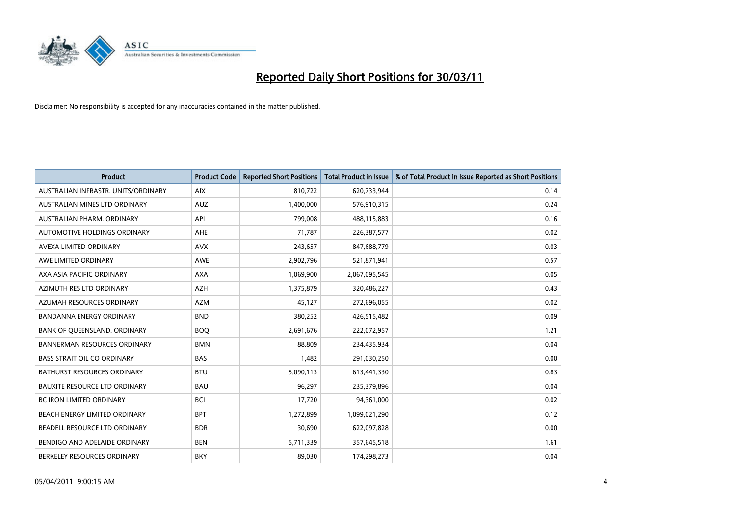# Reported Daily Short Positions for 30/03/11

Disclaimer: No responsibility is accepted for any inaccuracies contained in the matter published.

| Product | Product Code | Reported Short Positions | Total Product in Issue | % of Total Product in Issue Reported as Short Positions |
|---|---|---|---|---|
| AUSTRALIAN INFRASTR. UNITS/ORDINARY | AIX | 810,722 | 620,733,944 | 0.14 |
| AUSTRALIAN MINES LTD ORDINARY | AUZ | 1,400,000 | 576,910,315 | 0.24 |
| AUSTRALIAN PHARM. ORDINARY | API | 799,008 | 488,115,883 | 0.16 |
| AUTOMOTIVE HOLDINGS ORDINARY | AHE | 71,787 | 226,387,577 | 0.02 |
| AVEXA LIMITED ORDINARY | AVX | 243,657 | 847,688,779 | 0.03 |
| AWE LIMITED ORDINARY | AWE | 2,902,796 | 521,871,941 | 0.57 |
| AXA ASIA PACIFIC ORDINARY | AXA | 1,069,900 | 2,067,095,545 | 0.05 |
| AZIMUTH RES LTD ORDINARY | AZH | 1,375,879 | 320,486,227 | 0.43 |
| AZUMAH RESOURCES ORDINARY | AZM | 45,127 | 272,696,055 | 0.02 |
| BANDANNA ENERGY ORDINARY | BND | 380,252 | 426,515,482 | 0.09 |
| BANK OF QUEENSLAND. ORDINARY | BOQ | 2,691,676 | 222,072,957 | 1.21 |
| BANNERMAN RESOURCES ORDINARY | BMN | 88,809 | 234,435,934 | 0.04 |
| BASS STRAIT OIL CO ORDINARY | BAS | 1,482 | 291,030,250 | 0.00 |
| BATHURST RESOURCES ORDINARY | BTU | 5,090,113 | 613,441,330 | 0.83 |
| BAUXITE RESOURCE LTD ORDINARY | BAU | 96,297 | 235,379,896 | 0.04 |
| BC IRON LIMITED ORDINARY | BCI | 17,720 | 94,361,000 | 0.02 |
| BEACH ENERGY LIMITED ORDINARY | BPT | 1,272,899 | 1,099,021,290 | 0.12 |
| BEADELL RESOURCE LTD ORDINARY | BDR | 30,690 | 622,097,828 | 0.00 |
| BENDIGO AND ADELAIDE ORDINARY | BEN | 5,711,339 | 357,645,518 | 1.61 |
| BERKELEY RESOURCES ORDINARY | BKY | 89,030 | 174,298,273 | 0.04 |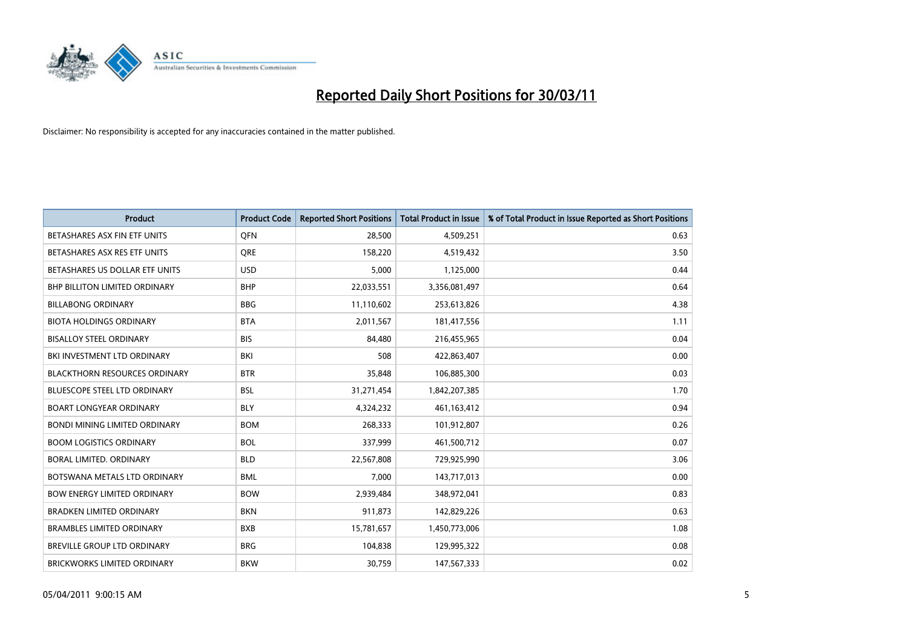# Reported Daily Short Positions for 30/03/11

Disclaimer: No responsibility is accepted for any inaccuracies contained in the matter published.

| Product | Product Code | Reported Short Positions | Total Product in Issue | % of Total Product in Issue Reported as Short Positions |
|---|---|---|---|---|
| BETASHARES ASX FIN ETF UNITS | QFN | 28,500 | 4,509,251 | 0.63 |
| BETASHARES ASX RES ETF UNITS | QRE | 158,220 | 4,519,432 | 3.50 |
| BETASHARES US DOLLAR ETF UNITS | USD | 5,000 | 1,125,000 | 0.44 |
| BHP BILLITON LIMITED ORDINARY | BHP | 22,033,551 | 3,356,081,497 | 0.64 |
| BILLABONG ORDINARY | BBG | 11,110,602 | 253,613,826 | 4.38 |
| BIOTA HOLDINGS ORDINARY | BTA | 2,011,567 | 181,417,556 | 1.11 |
| BISALLOY STEEL ORDINARY | BIS | 84,480 | 216,455,965 | 0.04 |
| BKI INVESTMENT LTD ORDINARY | BKI | 508 | 422,863,407 | 0.00 |
| BLACKTHORN RESOURCES ORDINARY | BTR | 35,848 | 106,885,300 | 0.03 |
| BLUESCOPE STEEL LTD ORDINARY | BSL | 31,271,454 | 1,842,207,385 | 1.70 |
| BOART LONGYEAR ORDINARY | BLY | 4,324,232 | 461,163,412 | 0.94 |
| BONDI MINING LIMITED ORDINARY | BOM | 268,333 | 101,912,807 | 0.26 |
| BOOM LOGISTICS ORDINARY | BOL | 337,999 | 461,500,712 | 0.07 |
| BORAL LIMITED. ORDINARY | BLD | 22,567,808 | 729,925,990 | 3.06 |
| BOTSWANA METALS LTD ORDINARY | BML | 7,000 | 143,717,013 | 0.00 |
| BOW ENERGY LIMITED ORDINARY | BOW | 2,939,484 | 348,972,041 | 0.83 |
| BRADKEN LIMITED ORDINARY | BKN | 911,873 | 142,829,226 | 0.63 |
| BRAMBLES LIMITED ORDINARY | BXB | 15,781,657 | 1,450,773,006 | 1.08 |
| BREVILLE GROUP LTD ORDINARY | BRG | 104,838 | 129,995,322 | 0.08 |
| BRICKWORKS LIMITED ORDINARY | BKW | 30,759 | 147,567,333 | 0.02 |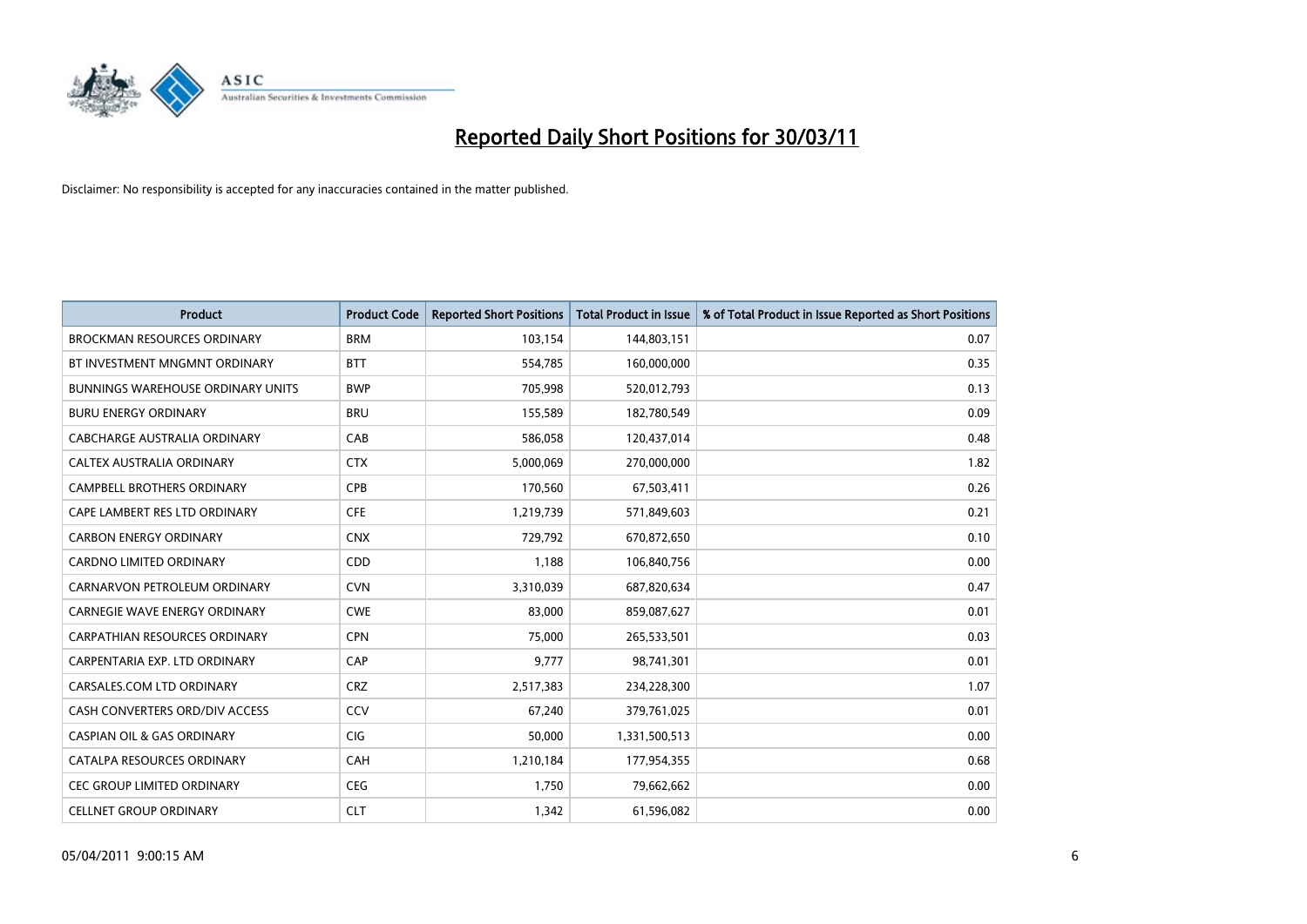# Reported Daily Short Positions for 30/03/11

Disclaimer: No responsibility is accepted for any inaccuracies contained in the matter published.

| Product | Product Code | Reported Short Positions | Total Product in Issue | % of Total Product in Issue Reported as Short Positions |
|---|---|---|---|---|
| BROCKMAN RESOURCES ORDINARY | BRM | 103,154 | 144,803,151 | 0.07 |
| BT INVESTMENT MNGMNT ORDINARY | BTT | 554,785 | 160,000,000 | 0.35 |
| BUNNINGS WAREHOUSE ORDINARY UNITS | BWP | 705,998 | 520,012,793 | 0.13 |
| BURU ENERGY ORDINARY | BRU | 155,589 | 182,780,549 | 0.09 |
| CABCHARGE AUSTRALIA ORDINARY | CAB | 586,058 | 120,437,014 | 0.48 |
| CALTEX AUSTRALIA ORDINARY | CTX | 5,000,069 | 270,000,000 | 1.82 |
| CAMPBELL BROTHERS ORDINARY | CPB | 170,560 | 67,503,411 | 0.26 |
| CAPE LAMBERT RES LTD ORDINARY | CFE | 1,219,739 | 571,849,603 | 0.21 |
| CARBON ENERGY ORDINARY | CNX | 729,792 | 670,872,650 | 0.10 |
| CARDNO LIMITED ORDINARY | CDD | 1,188 | 106,840,756 | 0.00 |
| CARNARVON PETROLEUM ORDINARY | CVN | 3,310,039 | 687,820,634 | 0.47 |
| CARNEGIE WAVE ENERGY ORDINARY | CWE | 83,000 | 859,087,627 | 0.01 |
| CARPATHIAN RESOURCES ORDINARY | CPN | 75,000 | 265,533,501 | 0.03 |
| CARPENTARIA EXP. LTD ORDINARY | CAP | 9,777 | 98,741,301 | 0.01 |
| CARSALES.COM LTD ORDINARY | CRZ | 2,517,383 | 234,228,300 | 1.07 |
| CASH CONVERTERS ORD/DIV ACCESS | CCV | 67,240 | 379,761,025 | 0.01 |
| CASPIAN OIL & GAS ORDINARY | CIG | 50,000 | 1,331,500,513 | 0.00 |
| CATALPA RESOURCES ORDINARY | CAH | 1,210,184 | 177,954,355 | 0.68 |
| CEC GROUP LIMITED ORDINARY | CEG | 1,750 | 79,662,662 | 0.00 |
| CELLNET GROUP ORDINARY | CLT | 1,342 | 61,596,082 | 0.00 |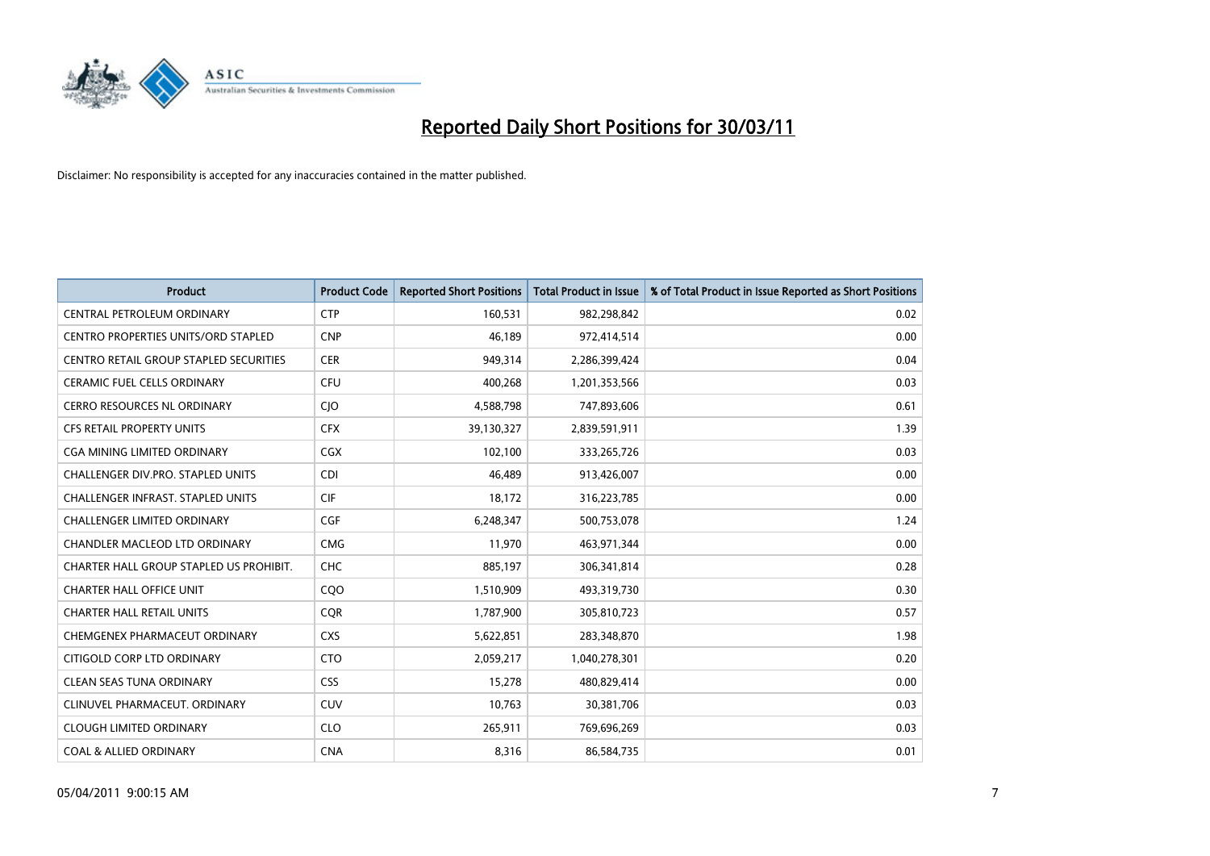# Reported Daily Short Positions for 30/03/11

Disclaimer: No responsibility is accepted for any inaccuracies contained in the matter published.

| Product | Product Code | Reported Short Positions | Total Product in Issue | % of Total Product in Issue Reported as Short Positions |
|---|---|---|---|---|
| CENTRAL PETROLEUM ORDINARY | CTP | 160,531 | 982,298,842 | 0.02 |
| CENTRO PROPERTIES UNITS/ORD STAPLED | CNP | 46,189 | 972,414,514 | 0.00 |
| CENTRO RETAIL GROUP STAPLED SECURITIES | CER | 949,314 | 2,286,399,424 | 0.04 |
| CERAMIC FUEL CELLS ORDINARY | CFU | 400,268 | 1,201,353,566 | 0.03 |
| CERRO RESOURCES NL ORDINARY | CJO | 4,588,798 | 747,893,606 | 0.61 |
| CFS RETAIL PROPERTY UNITS | CFX | 39,130,327 | 2,839,591,911 | 1.39 |
| CGA MINING LIMITED ORDINARY | CGX | 102,100 | 333,265,726 | 0.03 |
| CHALLENGER DIV.PRO. STAPLED UNITS | CDI | 46,489 | 913,426,007 | 0.00 |
| CHALLENGER INFRAST. STAPLED UNITS | CIF | 18,172 | 316,223,785 | 0.00 |
| CHALLENGER LIMITED ORDINARY | CGF | 6,248,347 | 500,753,078 | 1.24 |
| CHANDLER MACLEOD LTD ORDINARY | CMG | 11,970 | 463,971,344 | 0.00 |
| CHARTER HALL GROUP STAPLED US PROHIBIT. | CHC | 885,197 | 306,341,814 | 0.28 |
| CHARTER HALL OFFICE UNIT | CQO | 1,510,909 | 493,319,730 | 0.30 |
| CHARTER HALL RETAIL UNITS | CQR | 1,787,900 | 305,810,723 | 0.57 |
| CHEMGENEX PHARMACEUT ORDINARY | CXS | 5,622,851 | 283,348,870 | 1.98 |
| CITIGOLD CORP LTD ORDINARY | CTO | 2,059,217 | 1,040,278,301 | 0.20 |
| CLEAN SEAS TUNA ORDINARY | CSS | 15,278 | 480,829,414 | 0.00 |
| CLINUVEL PHARMACEUT. ORDINARY | CUV | 10,763 | 30,381,706 | 0.03 |
| CLOUGH LIMITED ORDINARY | CLO | 265,911 | 769,696,269 | 0.03 |
| COAL & ALLIED ORDINARY | CNA | 8,316 | 86,584,735 | 0.01 |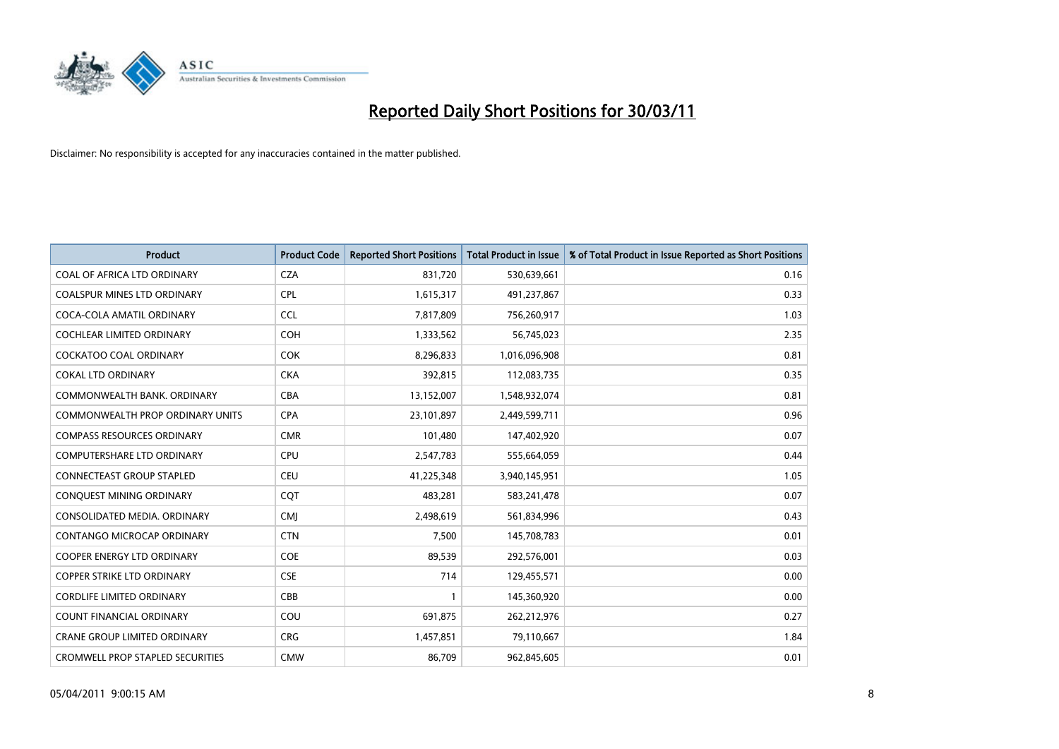# Reported Daily Short Positions for 30/03/11

Disclaimer: No responsibility is accepted for any inaccuracies contained in the matter published.

| Product | Product Code | Reported Short Positions | Total Product in Issue | % of Total Product in Issue Reported as Short Positions |
|---|---|---|---|---|
| COAL OF AFRICA LTD ORDINARY | CZA | 831,720 | 530,639,661 | 0.16 |
| COALSPUR MINES LTD ORDINARY | CPL | 1,615,317 | 491,237,867 | 0.33 |
| COCA-COLA AMATIL ORDINARY | CCL | 7,817,809 | 756,260,917 | 1.03 |
| COCHLEAR LIMITED ORDINARY | COH | 1,333,562 | 56,745,023 | 2.35 |
| COCKATOO COAL ORDINARY | COK | 8,296,833 | 1,016,096,908 | 0.81 |
| COKAL LTD ORDINARY | CKA | 392,815 | 112,083,735 | 0.35 |
| COMMONWEALTH BANK. ORDINARY | CBA | 13,152,007 | 1,548,932,074 | 0.81 |
| COMMONWEALTH PROP ORDINARY UNITS | CPA | 23,101,897 | 2,449,599,711 | 0.96 |
| COMPASS RESOURCES ORDINARY | CMR | 101,480 | 147,402,920 | 0.07 |
| COMPUTERSHARE LTD ORDINARY | CPU | 2,547,783 | 555,664,059 | 0.44 |
| CONNECTEAST GROUP STAPLED | CEU | 41,225,348 | 3,940,145,951 | 1.05 |
| CONQUEST MINING ORDINARY | CQT | 483,281 | 583,241,478 | 0.07 |
| CONSOLIDATED MEDIA. ORDINARY | CMJ | 2,498,619 | 561,834,996 | 0.43 |
| CONTANGO MICROCAP ORDINARY | CTN | 7,500 | 145,708,783 | 0.01 |
| COOPER ENERGY LTD ORDINARY | COE | 89,539 | 292,576,001 | 0.03 |
| COPPER STRIKE LTD ORDINARY | CSE | 714 | 129,455,571 | 0.00 |
| CORDLIFE LIMITED ORDINARY | CBB | 1 | 145,360,920 | 0.00 |
| COUNT FINANCIAL ORDINARY | COU | 691,875 | 262,212,976 | 0.27 |
| CRANE GROUP LIMITED ORDINARY | CRG | 1,457,851 | 79,110,667 | 1.84 |
| CROMWELL PROP STAPLED SECURITIES | CMW | 86,709 | 962,845,605 | 0.01 |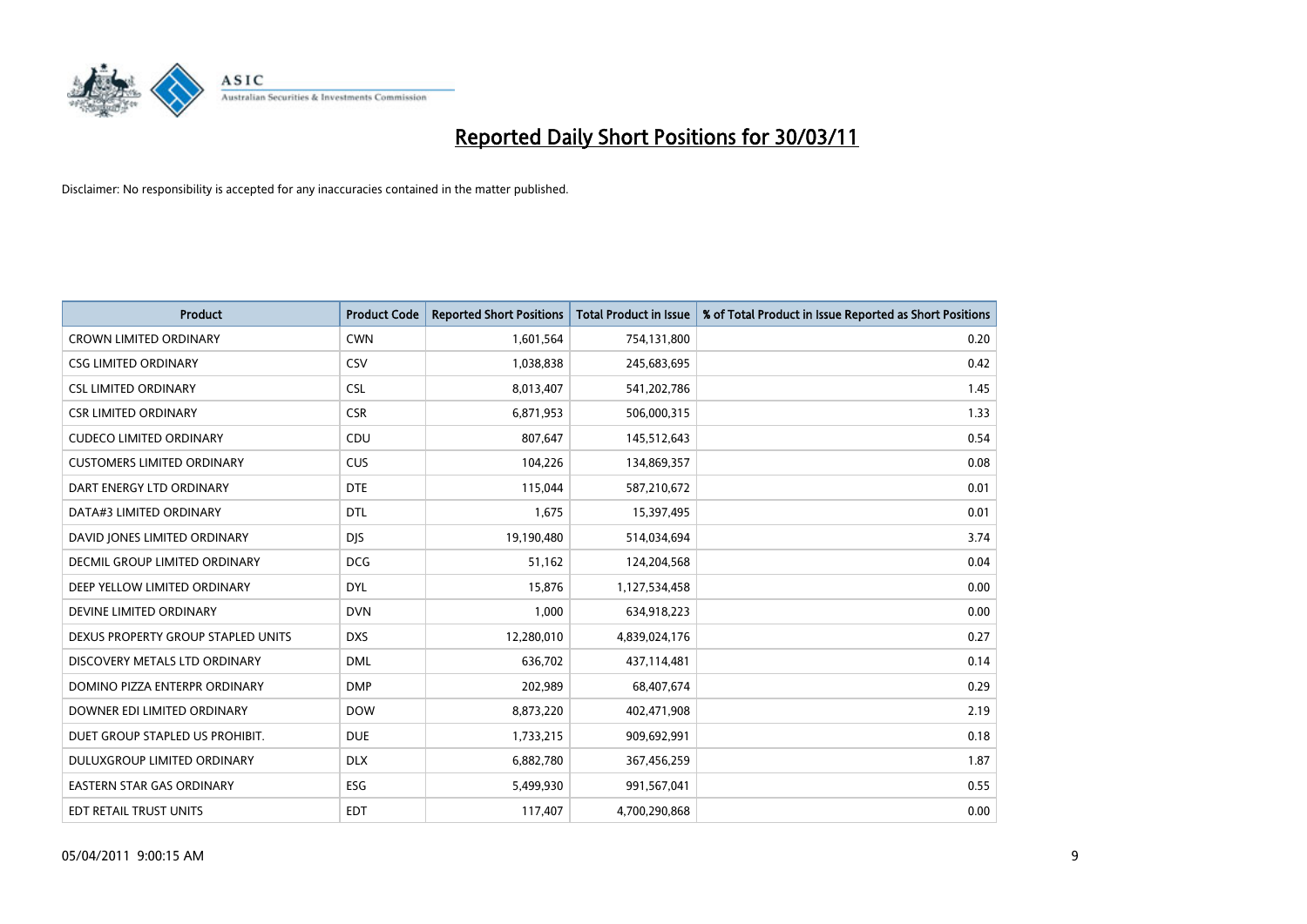# Reported Daily Short Positions for 30/03/11

Disclaimer: No responsibility is accepted for any inaccuracies contained in the matter published.

| Product | Product Code | Reported Short Positions | Total Product in Issue | % of Total Product in Issue Reported as Short Positions |
|---|---|---|---|---|
| CROWN LIMITED ORDINARY | CWN | 1,601,564 | 754,131,800 | 0.20 |
| CSG LIMITED ORDINARY | CSV | 1,038,838 | 245,683,695 | 0.42 |
| CSL LIMITED ORDINARY | CSL | 8,013,407 | 541,202,786 | 1.45 |
| CSR LIMITED ORDINARY | CSR | 6,871,953 | 506,000,315 | 1.33 |
| CUDECO LIMITED ORDINARY | CDU | 807,647 | 145,512,643 | 0.54 |
| CUSTOMERS LIMITED ORDINARY | CUS | 104,226 | 134,869,357 | 0.08 |
| DART ENERGY LTD ORDINARY | DTE | 115,044 | 587,210,672 | 0.01 |
| DATA#3 LIMITED ORDINARY | DTL | 1,675 | 15,397,495 | 0.01 |
| DAVID JONES LIMITED ORDINARY | DJS | 19,190,480 | 514,034,694 | 3.74 |
| DECMIL GROUP LIMITED ORDINARY | DCG | 51,162 | 124,204,568 | 0.04 |
| DEEP YELLOW LIMITED ORDINARY | DYL | 15,876 | 1,127,534,458 | 0.00 |
| DEVINE LIMITED ORDINARY | DVN | 1,000 | 634,918,223 | 0.00 |
| DEXUS PROPERTY GROUP STAPLED UNITS | DXS | 12,280,010 | 4,839,024,176 | 0.27 |
| DISCOVERY METALS LTD ORDINARY | DML | 636,702 | 437,114,481 | 0.14 |
| DOMINO PIZZA ENTERPR ORDINARY | DMP | 202,989 | 68,407,674 | 0.29 |
| DOWNER EDI LIMITED ORDINARY | DOW | 8,873,220 | 402,471,908 | 2.19 |
| DUET GROUP STAPLED US PROHIBIT. | DUE | 1,733,215 | 909,692,991 | 0.18 |
| DULUXGROUP LIMITED ORDINARY | DLX | 6,882,780 | 367,456,259 | 1.87 |
| EASTERN STAR GAS ORDINARY | ESG | 5,499,930 | 991,567,041 | 0.55 |
| EDT RETAIL TRUST UNITS | EDT | 117,407 | 4,700,290,868 | 0.00 |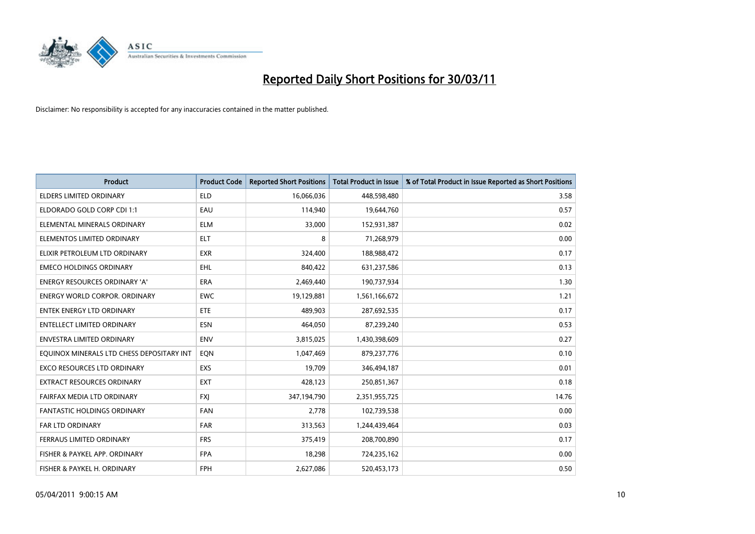# Reported Daily Short Positions for 30/03/11

Disclaimer: No responsibility is accepted for any inaccuracies contained in the matter published.

| Product | Product Code | Reported Short Positions | Total Product in Issue | % of Total Product in Issue Reported as Short Positions |
|---|---|---|---|---|
| ELDERS LIMITED ORDINARY | ELD | 16,066,036 | 448,598,480 | 3.58 |
| ELDORADO GOLD CORP CDI 1:1 | EAU | 114,940 | 19,644,760 | 0.57 |
| ELEMENTAL MINERALS ORDINARY | ELM | 33,000 | 152,931,387 | 0.02 |
| ELEMENTOS LIMITED ORDINARY | ELT | 8 | 71,268,979 | 0.00 |
| ELIXIR PETROLEUM LTD ORDINARY | EXR | 324,400 | 188,988,472 | 0.17 |
| EMECO HOLDINGS ORDINARY | EHL | 840,422 | 631,237,586 | 0.13 |
| ENERGY RESOURCES ORDINARY 'A' | ERA | 2,469,440 | 190,737,934 | 1.30 |
| ENERGY WORLD CORPOR. ORDINARY | EWC | 19,129,881 | 1,561,166,672 | 1.21 |
| ENTEK ENERGY LTD ORDINARY | ETE | 489,903 | 287,692,535 | 0.17 |
| ENTELLECT LIMITED ORDINARY | ESN | 464,050 | 87,239,240 | 0.53 |
| ENVESTRA LIMITED ORDINARY | ENV | 3,815,025 | 1,430,398,609 | 0.27 |
| EQUINOX MINERALS LTD CHESS DEPOSITARY INT | EQN | 1,047,469 | 879,237,776 | 0.10 |
| EXCO RESOURCES LTD ORDINARY | EXS | 19,709 | 346,494,187 | 0.01 |
| EXTRACT RESOURCES ORDINARY | EXT | 428,123 | 250,851,367 | 0.18 |
| FAIRFAX MEDIA LTD ORDINARY | FXJ | 347,194,790 | 2,351,955,725 | 14.76 |
| FANTASTIC HOLDINGS ORDINARY | FAN | 2,778 | 102,739,538 | 0.00 |
| FAR LTD ORDINARY | FAR | 313,563 | 1,244,439,464 | 0.03 |
| FERRAUS LIMITED ORDINARY | FRS | 375,419 | 208,700,890 | 0.17 |
| FISHER & PAYKEL APP. ORDINARY | FPA | 18,298 | 724,235,162 | 0.00 |
| FISHER & PAYKEL H. ORDINARY | FPH | 2,627,086 | 520,453,173 | 0.50 |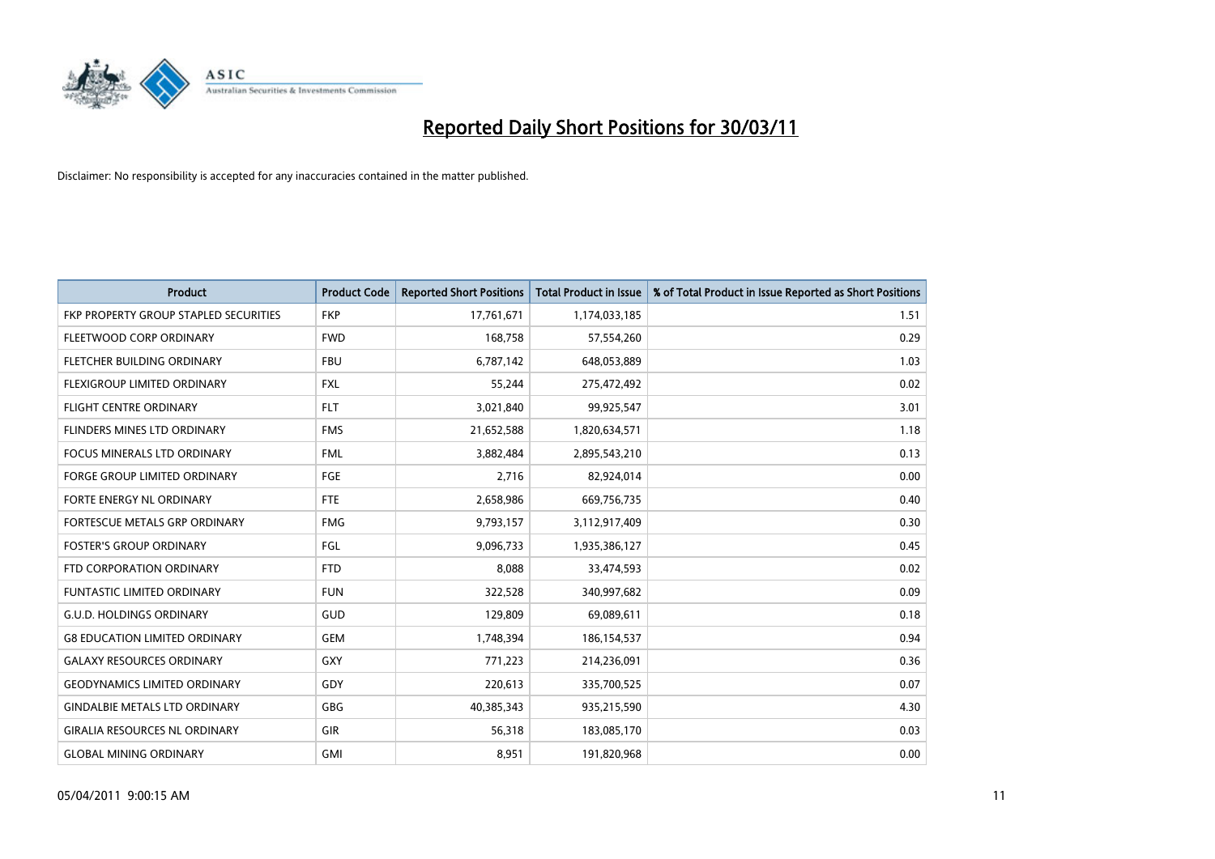# Reported Daily Short Positions for 30/03/11

Disclaimer: No responsibility is accepted for any inaccuracies contained in the matter published.

| Product | Product Code | Reported Short Positions | Total Product in Issue | % of Total Product in Issue Reported as Short Positions |
|---|---|---|---|---|
| FKP PROPERTY GROUP STAPLED SECURITIES | FKP | 17,761,671 | 1,174,033,185 | 1.51 |
| FLEETWOOD CORP ORDINARY | FWD | 168,758 | 57,554,260 | 0.29 |
| FLETCHER BUILDING ORDINARY | FBU | 6,787,142 | 648,053,889 | 1.03 |
| FLEXIGROUP LIMITED ORDINARY | FXL | 55,244 | 275,472,492 | 0.02 |
| FLIGHT CENTRE ORDINARY | FLT | 3,021,840 | 99,925,547 | 3.01 |
| FLINDERS MINES LTD ORDINARY | FMS | 21,652,588 | 1,820,634,571 | 1.18 |
| FOCUS MINERALS LTD ORDINARY | FML | 3,882,484 | 2,895,543,210 | 0.13 |
| FORGE GROUP LIMITED ORDINARY | FGE | 2,716 | 82,924,014 | 0.00 |
| FORTE ENERGY NL ORDINARY | FTE | 2,658,986 | 669,756,735 | 0.40 |
| FORTESCUE METALS GRP ORDINARY | FMG | 9,793,157 | 3,112,917,409 | 0.30 |
| FOSTER'S GROUP ORDINARY | FGL | 9,096,733 | 1,935,386,127 | 0.45 |
| FTD CORPORATION ORDINARY | FTD | 8,088 | 33,474,593 | 0.02 |
| FUNTASTIC LIMITED ORDINARY | FUN | 322,528 | 340,997,682 | 0.09 |
| G.U.D. HOLDINGS ORDINARY | GUD | 129,809 | 69,089,611 | 0.18 |
| G8 EDUCATION LIMITED ORDINARY | GEM | 1,748,394 | 186,154,537 | 0.94 |
| GALAXY RESOURCES ORDINARY | GXY | 771,223 | 214,236,091 | 0.36 |
| GEODYNAMICS LIMITED ORDINARY | GDY | 220,613 | 335,700,525 | 0.07 |
| GINDALBIE METALS LTD ORDINARY | GBG | 40,385,343 | 935,215,590 | 4.30 |
| GIRALIA RESOURCES NL ORDINARY | GIR | 56,318 | 183,085,170 | 0.03 |
| GLOBAL MINING ORDINARY | GMI | 8,951 | 191,820,968 | 0.00 |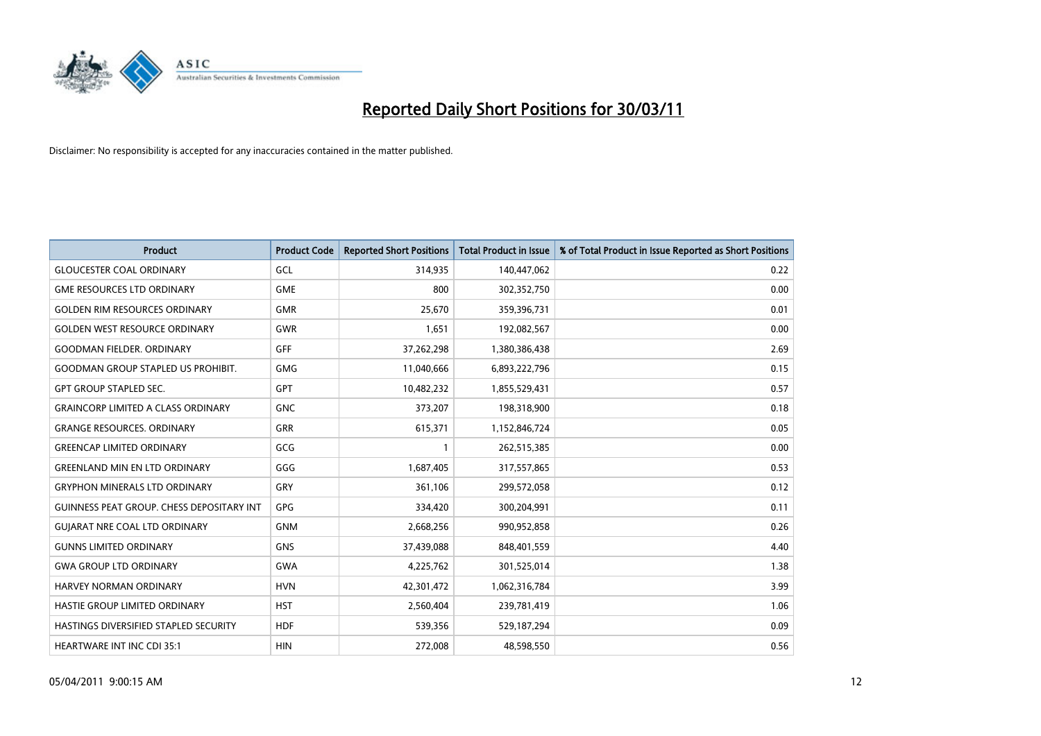# Reported Daily Short Positions for 30/03/11

Disclaimer: No responsibility is accepted for any inaccuracies contained in the matter published.

| Product | Product Code | Reported Short Positions | Total Product in Issue | % of Total Product in Issue Reported as Short Positions |
|---|---|---|---|---|
| GLOUCESTER COAL ORDINARY | GCL | 314,935 | 140,447,062 | 0.22 |
| GME RESOURCES LTD ORDINARY | GME | 800 | 302,352,750 | 0.00 |
| GOLDEN RIM RESOURCES ORDINARY | GMR | 25,670 | 359,396,731 | 0.01 |
| GOLDEN WEST RESOURCE ORDINARY | GWR | 1,651 | 192,082,567 | 0.00 |
| GOODMAN FIELDER. ORDINARY | GFF | 37,262,298 | 1,380,386,438 | 2.69 |
| GOODMAN GROUP STAPLED US PROHIBIT. | GMG | 11,040,666 | 6,893,222,796 | 0.15 |
| GPT GROUP STAPLED SEC. | GPT | 10,482,232 | 1,855,529,431 | 0.57 |
| GRAINCORP LIMITED A CLASS ORDINARY | GNC | 373,207 | 198,318,900 | 0.18 |
| GRANGE RESOURCES. ORDINARY | GRR | 615,371 | 1,152,846,724 | 0.05 |
| GREENCAP LIMITED ORDINARY | GCG | 1 | 262,515,385 | 0.00 |
| GREENLAND MIN EN LTD ORDINARY | GGG | 1,687,405 | 317,557,865 | 0.53 |
| GRYPHON MINERALS LTD ORDINARY | GRY | 361,106 | 299,572,058 | 0.12 |
| GUINNESS PEAT GROUP. CHESS DEPOSITARY INT | GPG | 334,420 | 300,204,991 | 0.11 |
| GUJARAT NRE COAL LTD ORDINARY | GNM | 2,668,256 | 990,952,858 | 0.26 |
| GUNNS LIMITED ORDINARY | GNS | 37,439,088 | 848,401,559 | 4.40 |
| GWA GROUP LTD ORDINARY | GWA | 4,225,762 | 301,525,014 | 1.38 |
| HARVEY NORMAN ORDINARY | HVN | 42,301,472 | 1,062,316,784 | 3.99 |
| HASTIE GROUP LIMITED ORDINARY | HST | 2,560,404 | 239,781,419 | 1.06 |
| HASTINGS DIVERSIFIED STAPLED SECURITY | HDF | 539,356 | 529,187,294 | 0.09 |
| HEARTWARE INT INC CDI 35:1 | HIN | 272,008 | 48,598,550 | 0.56 |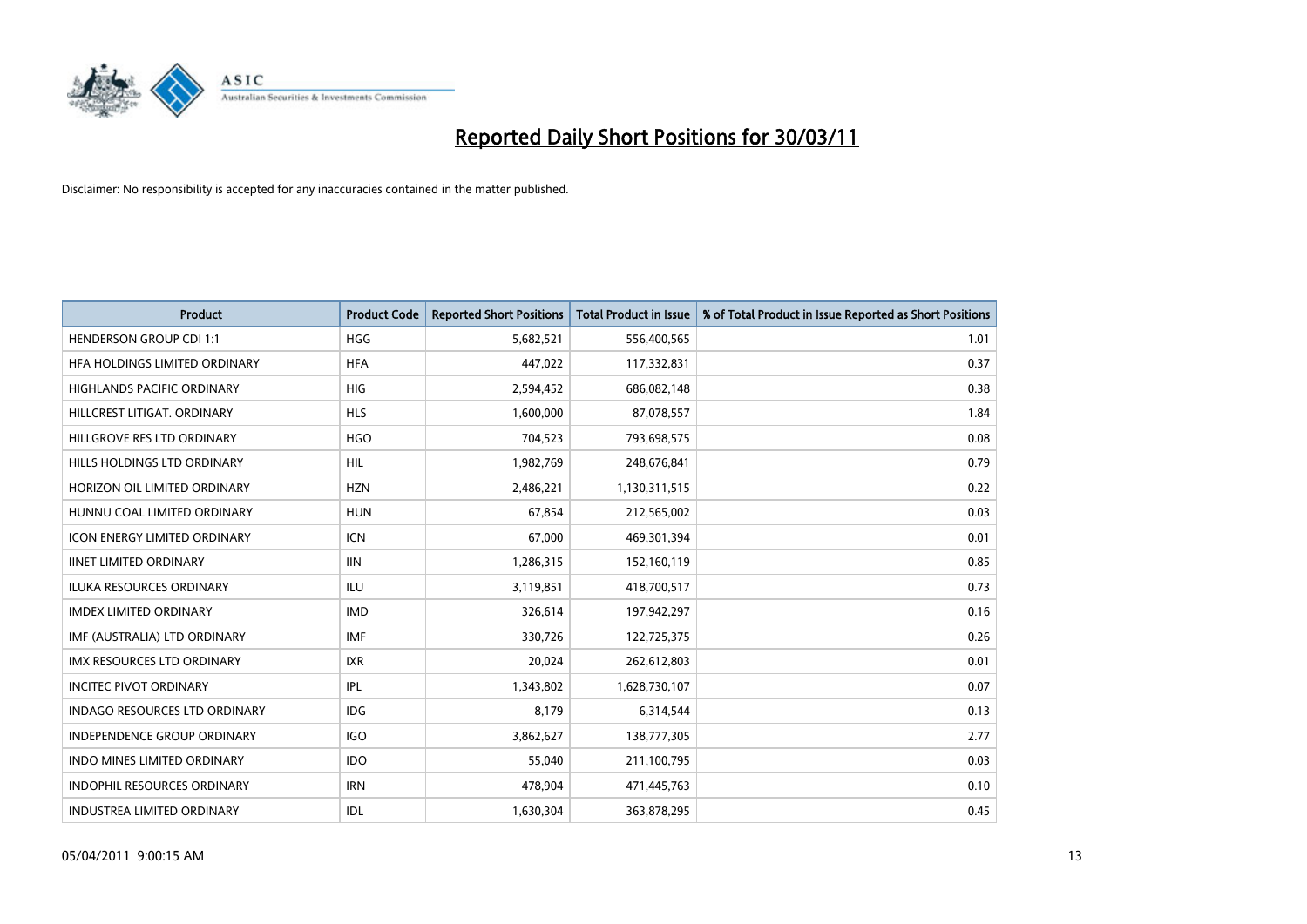# Reported Daily Short Positions for 30/03/11

Disclaimer: No responsibility is accepted for any inaccuracies contained in the matter published.

| Product | Product Code | Reported Short Positions | Total Product in Issue | % of Total Product in Issue Reported as Short Positions |
|---|---|---|---|---|
| HENDERSON GROUP CDI 1:1 | HGG | 5,682,521 | 556,400,565 | 1.01 |
| HFA HOLDINGS LIMITED ORDINARY | HFA | 447,022 | 117,332,831 | 0.37 |
| HIGHLANDS PACIFIC ORDINARY | HIG | 2,594,452 | 686,082,148 | 0.38 |
| HILLCREST LITIGAT. ORDINARY | HLS | 1,600,000 | 87,078,557 | 1.84 |
| HILLGROVE RES LTD ORDINARY | HGO | 704,523 | 793,698,575 | 0.08 |
| HILLS HOLDINGS LTD ORDINARY | HIL | 1,982,769 | 248,676,841 | 0.79 |
| HORIZON OIL LIMITED ORDINARY | HZN | 2,486,221 | 1,130,311,515 | 0.22 |
| HUNNU COAL LIMITED ORDINARY | HUN | 67,854 | 212,565,002 | 0.03 |
| ICON ENERGY LIMITED ORDINARY | ICN | 67,000 | 469,301,394 | 0.01 |
| IINET LIMITED ORDINARY | IIN | 1,286,315 | 152,160,119 | 0.85 |
| ILUKA RESOURCES ORDINARY | ILU | 3,119,851 | 418,700,517 | 0.73 |
| IMDEX LIMITED ORDINARY | IMD | 326,614 | 197,942,297 | 0.16 |
| IMF (AUSTRALIA) LTD ORDINARY | IMF | 330,726 | 122,725,375 | 0.26 |
| IMX RESOURCES LTD ORDINARY | IXR | 20,024 | 262,612,803 | 0.01 |
| INCITEC PIVOT ORDINARY | IPL | 1,343,802 | 1,628,730,107 | 0.07 |
| INDAGO RESOURCES LTD ORDINARY | IDG | 8,179 | 6,314,544 | 0.13 |
| INDEPENDENCE GROUP ORDINARY | IGO | 3,862,627 | 138,777,305 | 2.77 |
| INDO MINES LIMITED ORDINARY | IDO | 55,040 | 211,100,795 | 0.03 |
| INDOPHIL RESOURCES ORDINARY | IRN | 478,904 | 471,445,763 | 0.10 |
| INDUSTREA LIMITED ORDINARY | IDL | 1,630,304 | 363,878,295 | 0.45 |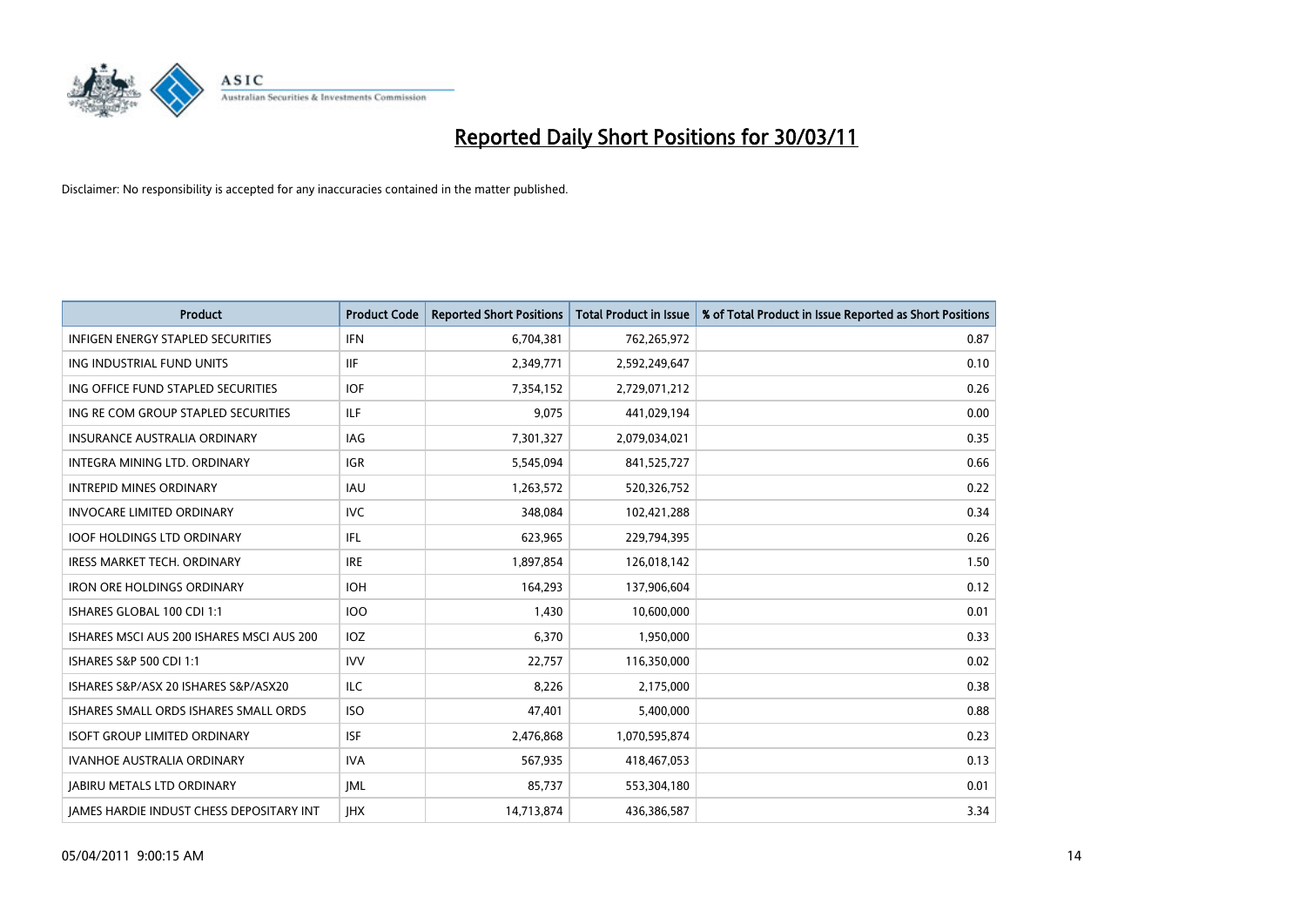# Reported Daily Short Positions for 30/03/11

Disclaimer: No responsibility is accepted for any inaccuracies contained in the matter published.

| Product | Product Code | Reported Short Positions | Total Product in Issue | % of Total Product in Issue Reported as Short Positions |
|---|---|---|---|---|
| INFIGEN ENERGY STAPLED SECURITIES | IFN | 6,704,381 | 762,265,972 | 0.87 |
| ING INDUSTRIAL FUND UNITS | IIF | 2,349,771 | 2,592,249,647 | 0.10 |
| ING OFFICE FUND STAPLED SECURITIES | IOF | 7,354,152 | 2,729,071,212 | 0.26 |
| ING RE COM GROUP STAPLED SECURITIES | ILF | 9,075 | 441,029,194 | 0.00 |
| INSURANCE AUSTRALIA ORDINARY | IAG | 7,301,327 | 2,079,034,021 | 0.35 |
| INTEGRA MINING LTD. ORDINARY | IGR | 5,545,094 | 841,525,727 | 0.66 |
| INTREPID MINES ORDINARY | IAU | 1,263,572 | 520,326,752 | 0.22 |
| INVOCARE LIMITED ORDINARY | IVC | 348,084 | 102,421,288 | 0.34 |
| IOOF HOLDINGS LTD ORDINARY | IFL | 623,965 | 229,794,395 | 0.26 |
| IRESS MARKET TECH. ORDINARY | IRE | 1,897,854 | 126,018,142 | 1.50 |
| IRON ORE HOLDINGS ORDINARY | IOH | 164,293 | 137,906,604 | 0.12 |
| ISHARES GLOBAL 100 CDI 1:1 | IOO | 1,430 | 10,600,000 | 0.01 |
| ISHARES MSCI AUS 200 ISHARES MSCI AUS 200 | IOZ | 6,370 | 1,950,000 | 0.33 |
| ISHARES S&P 500 CDI 1:1 | IVV | 22,757 | 116,350,000 | 0.02 |
| ISHARES S&P/ASX 20 ISHARES S&P/ASX20 | ILC | 8,226 | 2,175,000 | 0.38 |
| ISHARES SMALL ORDS ISHARES SMALL ORDS | ISO | 47,401 | 5,400,000 | 0.88 |
| ISOFT GROUP LIMITED ORDINARY | ISF | 2,476,868 | 1,070,595,874 | 0.23 |
| IVANHOE AUSTRALIA ORDINARY | IVA | 567,935 | 418,467,053 | 0.13 |
| JABIRU METALS LTD ORDINARY | JML | 85,737 | 553,304,180 | 0.01 |
| JAMES HARDIE INDUST CHESS DEPOSITARY INT | JHX | 14,713,874 | 436,386,587 | 3.34 |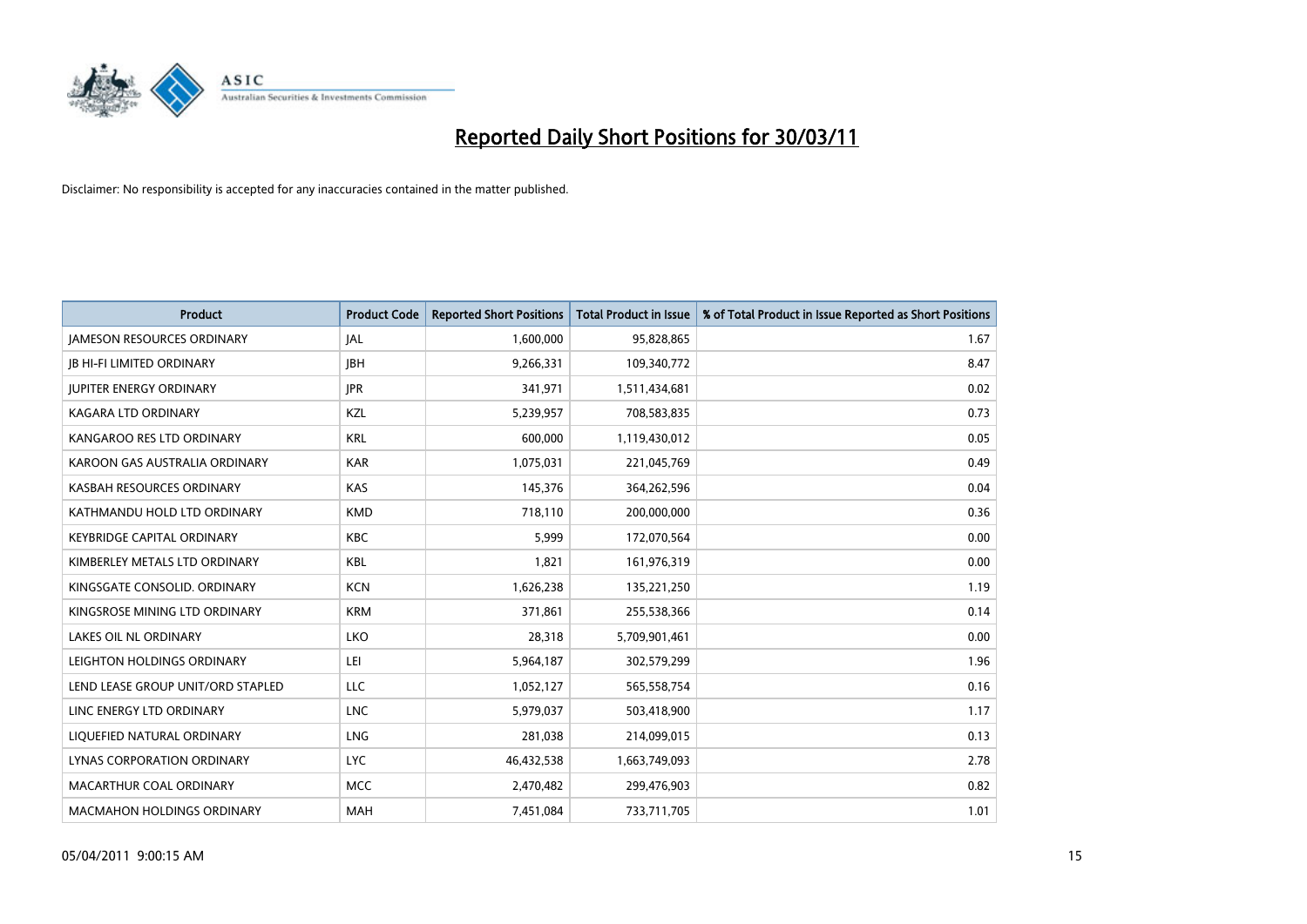# Reported Daily Short Positions for 30/03/11

Disclaimer: No responsibility is accepted for any inaccuracies contained in the matter published.

| Product | Product Code | Reported Short Positions | Total Product in Issue | % of Total Product in Issue Reported as Short Positions |
|---|---|---|---|---|
| JAMESON RESOURCES ORDINARY | JAL | 1,600,000 | 95,828,865 | 1.67 |
| JB HI-FI LIMITED ORDINARY | JBH | 9,266,331 | 109,340,772 | 8.47 |
| JUPITER ENERGY ORDINARY | JPR | 341,971 | 1,511,434,681 | 0.02 |
| KAGARA LTD ORDINARY | KZL | 5,239,957 | 708,583,835 | 0.73 |
| KANGAROO RES LTD ORDINARY | KRL | 600,000 | 1,119,430,012 | 0.05 |
| KAROON GAS AUSTRALIA ORDINARY | KAR | 1,075,031 | 221,045,769 | 0.49 |
| KASBAH RESOURCES ORDINARY | KAS | 145,376 | 364,262,596 | 0.04 |
| KATHMANDU HOLD LTD ORDINARY | KMD | 718,110 | 200,000,000 | 0.36 |
| KEYBRIDGE CAPITAL ORDINARY | KBC | 5,999 | 172,070,564 | 0.00 |
| KIMBERLEY METALS LTD ORDINARY | KBL | 1,821 | 161,976,319 | 0.00 |
| KINGSGATE CONSOLID. ORDINARY | KCN | 1,626,238 | 135,221,250 | 1.19 |
| KINGSROSE MINING LTD ORDINARY | KRM | 371,861 | 255,538,366 | 0.14 |
| LAKES OIL NL ORDINARY | LKO | 28,318 | 5,709,901,461 | 0.00 |
| LEIGHTON HOLDINGS ORDINARY | LEI | 5,964,187 | 302,579,299 | 1.96 |
| LEND LEASE GROUP UNIT/ORD STAPLED | LLC | 1,052,127 | 565,558,754 | 0.16 |
| LINC ENERGY LTD ORDINARY | LNC | 5,979,037 | 503,418,900 | 1.17 |
| LIQUEFIED NATURAL ORDINARY | LNG | 281,038 | 214,099,015 | 0.13 |
| LYNAS CORPORATION ORDINARY | LYC | 46,432,538 | 1,663,749,093 | 2.78 |
| MACARTHUR COAL ORDINARY | MCC | 2,470,482 | 299,476,903 | 0.82 |
| MACMAHON HOLDINGS ORDINARY | MAH | 7,451,084 | 733,711,705 | 1.01 |

05/04/2011 9:00:15 AM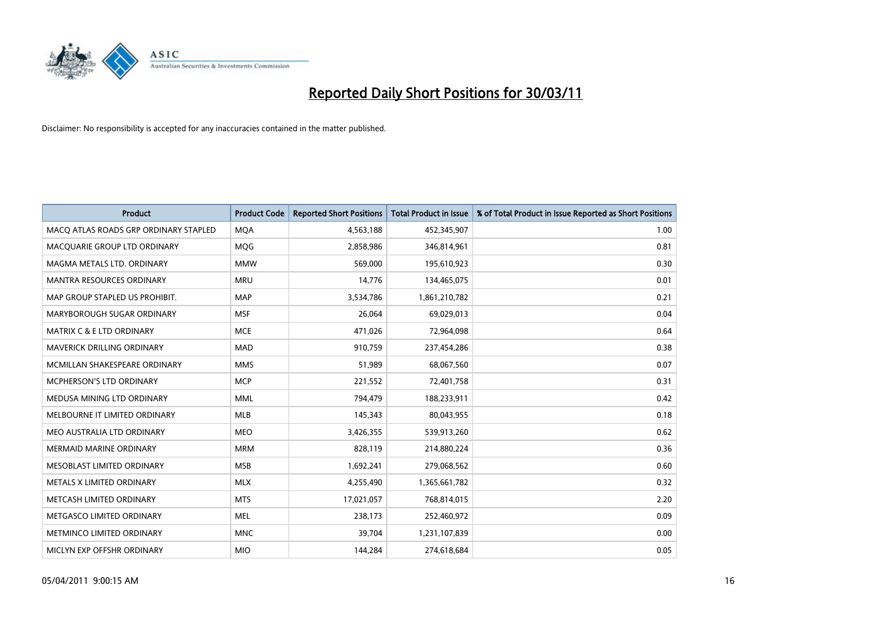# Reported Daily Short Positions for 30/03/11

Disclaimer: No responsibility is accepted for any inaccuracies contained in the matter published.

| Product | Product Code | Reported Short Positions | Total Product in Issue | % of Total Product in Issue Reported as Short Positions |
|---|---|---|---|---|
| MACQ ATLAS ROADS GRP ORDINARY STAPLED | MQA | 4,563,188 | 452,345,907 | 1.00 |
| MACQUARIE GROUP LTD ORDINARY | MQG | 2,858,986 | 346,814,961 | 0.81 |
| MAGMA METALS LTD. ORDINARY | MMW | 569,000 | 195,610,923 | 0.30 |
| MANTRA RESOURCES ORDINARY | MRU | 14,776 | 134,465,075 | 0.01 |
| MAP GROUP STAPLED US PROHIBIT. | MAP | 3,534,786 | 1,861,210,782 | 0.21 |
| MARYBOROUGH SUGAR ORDINARY | MSF | 26,064 | 69,029,013 | 0.04 |
| MATRIX C & E LTD ORDINARY | MCE | 471,026 | 72,964,098 | 0.64 |
| MAVERICK DRILLING ORDINARY | MAD | 910,759 | 237,454,286 | 0.38 |
| MCMILLAN SHAKESPEARE ORDINARY | MMS | 51,989 | 68,067,560 | 0.07 |
| MCPHERSON'S LTD ORDINARY | MCP | 221,552 | 72,401,758 | 0.31 |
| MEDUSA MINING LTD ORDINARY | MML | 794,479 | 188,233,911 | 0.42 |
| MELBOURNE IT LIMITED ORDINARY | MLB | 145,343 | 80,043,955 | 0.18 |
| MEO AUSTRALIA LTD ORDINARY | MEO | 3,426,355 | 539,913,260 | 0.62 |
| MERMAID MARINE ORDINARY | MRM | 828,119 | 214,880,224 | 0.36 |
| MESOBLAST LIMITED ORDINARY | MSB | 1,692,241 | 279,068,562 | 0.60 |
| METALS X LIMITED ORDINARY | MLX | 4,255,490 | 1,365,661,782 | 0.32 |
| METCASH LIMITED ORDINARY | MTS | 17,021,057 | 768,814,015 | 2.20 |
| METGASCO LIMITED ORDINARY | MEL | 238,173 | 252,460,972 | 0.09 |
| METMINCO LIMITED ORDINARY | MNC | 39,704 | 1,231,107,839 | 0.00 |
| MICLYN EXP OFFSHR ORDINARY | MIO | 144,284 | 274,618,684 | 0.05 |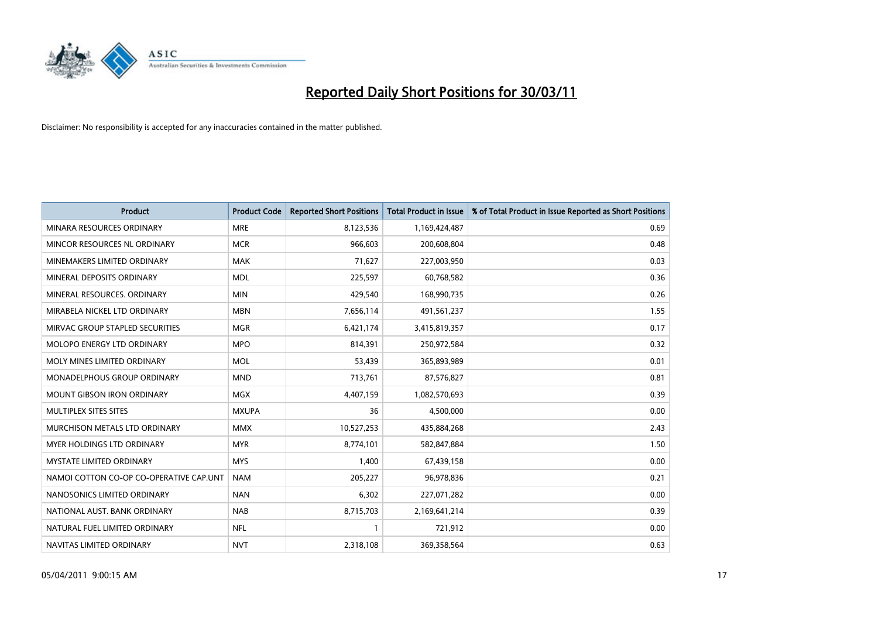# Reported Daily Short Positions for 30/03/11

Disclaimer: No responsibility is accepted for any inaccuracies contained in the matter published.

| Product | Product Code | Reported Short Positions | Total Product in Issue | % of Total Product in Issue Reported as Short Positions |
|---|---|---|---|---|
| MINARA RESOURCES ORDINARY | MRE | 8,123,536 | 1,169,424,487 | 0.69 |
| MINCOR RESOURCES NL ORDINARY | MCR | 966,603 | 200,608,804 | 0.48 |
| MINEMAKERS LIMITED ORDINARY | MAK | 71,627 | 227,003,950 | 0.03 |
| MINERAL DEPOSITS ORDINARY | MDL | 225,597 | 60,768,582 | 0.36 |
| MINERAL RESOURCES. ORDINARY | MIN | 429,540 | 168,990,735 | 0.26 |
| MIRABELA NICKEL LTD ORDINARY | MBN | 7,656,114 | 491,561,237 | 1.55 |
| MIRVAC GROUP STAPLED SECURITIES | MGR | 6,421,174 | 3,415,819,357 | 0.17 |
| MOLOPO ENERGY LTD ORDINARY | MPO | 814,391 | 250,972,584 | 0.32 |
| MOLY MINES LIMITED ORDINARY | MOL | 53,439 | 365,893,989 | 0.01 |
| MONADELPHOUS GROUP ORDINARY | MND | 713,761 | 87,576,827 | 0.81 |
| MOUNT GIBSON IRON ORDINARY | MGX | 4,407,159 | 1,082,570,693 | 0.39 |
| MULTIPLEX SITES SITES | MXUPA | 36 | 4,500,000 | 0.00 |
| MURCHISON METALS LTD ORDINARY | MMX | 10,527,253 | 435,884,268 | 2.43 |
| MYER HOLDINGS LTD ORDINARY | MYR | 8,774,101 | 582,847,884 | 1.50 |
| MYSTATE LIMITED ORDINARY | MYS | 1,400 | 67,439,158 | 0.00 |
| NAMOI COTTON CO-OP CO-OPERATIVE CAP.UNT | NAM | 205,227 | 96,978,836 | 0.21 |
| NANOSONICS LIMITED ORDINARY | NAN | 6,302 | 227,071,282 | 0.00 |
| NATIONAL AUST. BANK ORDINARY | NAB | 8,715,703 | 2,169,641,214 | 0.39 |
| NATURAL FUEL LIMITED ORDINARY | NFL | 1 | 721,912 | 0.00 |
| NAVITAS LIMITED ORDINARY | NVT | 2,318,108 | 369,358,564 | 0.63 |

05/04/2011 9:00:15 AM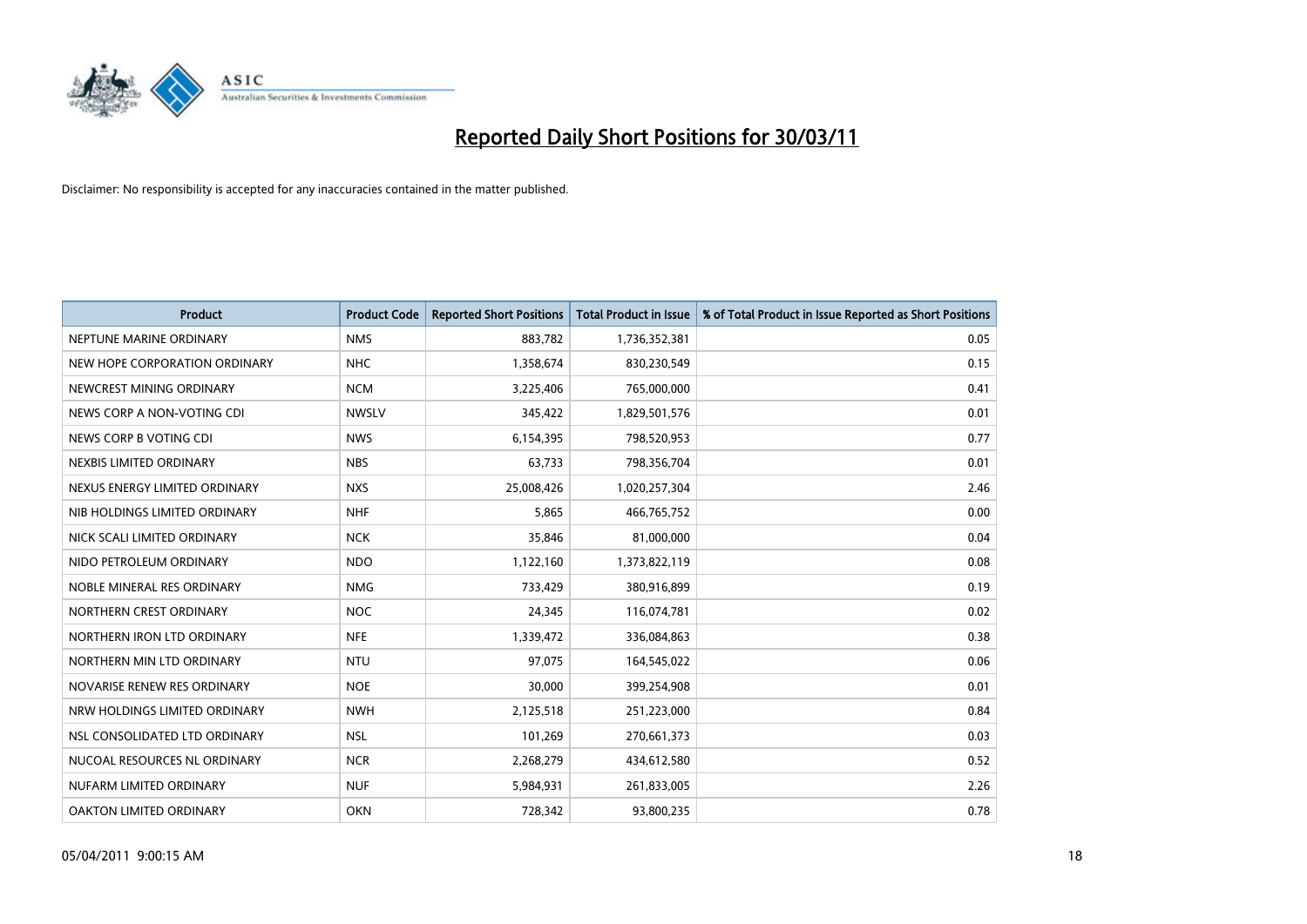# Reported Daily Short Positions for 30/03/11

Disclaimer: No responsibility is accepted for any inaccuracies contained in the matter published.

| Product | Product Code | Reported Short Positions | Total Product in Issue | % of Total Product in Issue Reported as Short Positions |
|---|---|---|---|---|
| NEPTUNE MARINE ORDINARY | NMS | 883,782 | 1,736,352,381 | 0.05 |
| NEW HOPE CORPORATION ORDINARY | NHC | 1,358,674 | 830,230,549 | 0.15 |
| NEWCREST MINING ORDINARY | NCM | 3,225,406 | 765,000,000 | 0.41 |
| NEWS CORP A NON-VOTING CDI | NWSLV | 345,422 | 1,829,501,576 | 0.01 |
| NEWS CORP B VOTING CDI | NWS | 6,154,395 | 798,520,953 | 0.77 |
| NEXBIS LIMITED ORDINARY | NBS | 63,733 | 798,356,704 | 0.01 |
| NEXUS ENERGY LIMITED ORDINARY | NXS | 25,008,426 | 1,020,257,304 | 2.46 |
| NIB HOLDINGS LIMITED ORDINARY | NHF | 5,865 | 466,765,752 | 0.00 |
| NICK SCALI LIMITED ORDINARY | NCK | 35,846 | 81,000,000 | 0.04 |
| NIDO PETROLEUM ORDINARY | NDO | 1,122,160 | 1,373,822,119 | 0.08 |
| NOBLE MINERAL RES ORDINARY | NMG | 733,429 | 380,916,899 | 0.19 |
| NORTHERN CREST ORDINARY | NOC | 24,345 | 116,074,781 | 0.02 |
| NORTHERN IRON LTD ORDINARY | NFE | 1,339,472 | 336,084,863 | 0.38 |
| NORTHERN MIN LTD ORDINARY | NTU | 97,075 | 164,545,022 | 0.06 |
| NOVARISE RENEW RES ORDINARY | NOE | 30,000 | 399,254,908 | 0.01 |
| NRW HOLDINGS LIMITED ORDINARY | NWH | 2,125,518 | 251,223,000 | 0.84 |
| NSL CONSOLIDATED LTD ORDINARY | NSL | 101,269 | 270,661,373 | 0.03 |
| NUCOAL RESOURCES NL ORDINARY | NCR | 2,268,279 | 434,612,580 | 0.52 |
| NUFARM LIMITED ORDINARY | NUF | 5,984,931 | 261,833,005 | 2.26 |
| OAKTON LIMITED ORDINARY | OKN | 728,342 | 93,800,235 | 0.78 |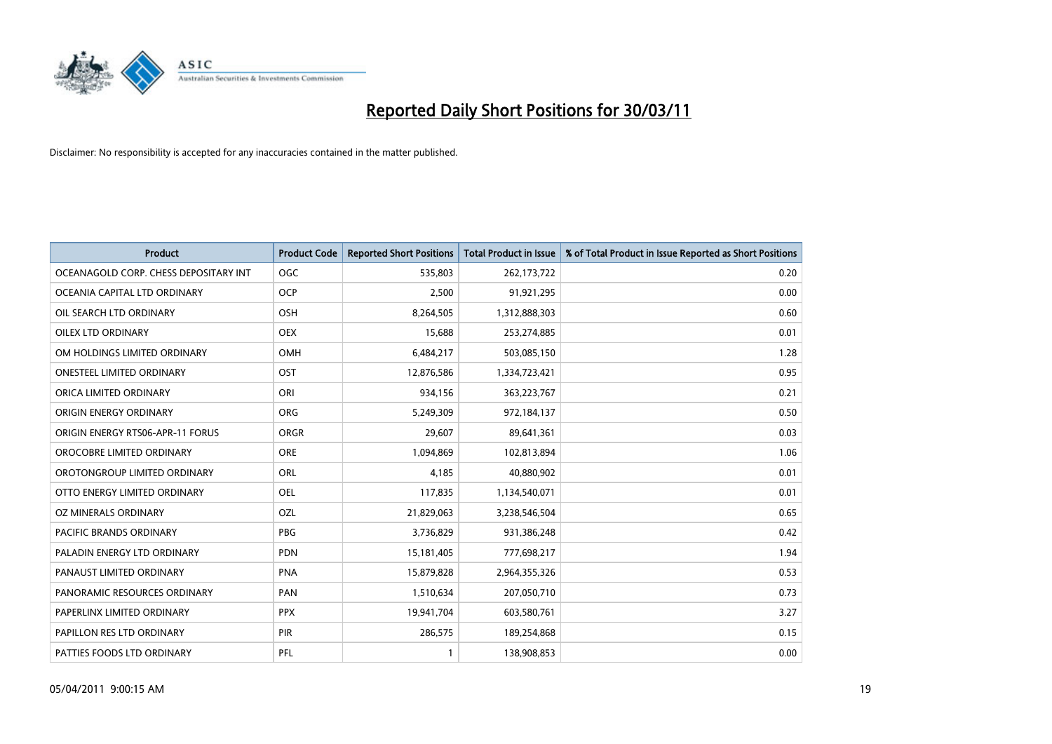# Reported Daily Short Positions for 30/03/11

Disclaimer: No responsibility is accepted for any inaccuracies contained in the matter published.

| Product | Product Code | Reported Short Positions | Total Product in Issue | % of Total Product in Issue Reported as Short Positions |
|---|---|---|---|---|
| OCEANAGOLD CORP. CHESS DEPOSITARY INT | OGC | 535,803 | 262,173,722 | 0.20 |
| OCEANIA CAPITAL LTD ORDINARY | OCP | 2,500 | 91,921,295 | 0.00 |
| OIL SEARCH LTD ORDINARY | OSH | 8,264,505 | 1,312,888,303 | 0.60 |
| OILEX LTD ORDINARY | OEX | 15,688 | 253,274,885 | 0.01 |
| OM HOLDINGS LIMITED ORDINARY | OMH | 6,484,217 | 503,085,150 | 1.28 |
| ONESTEEL LIMITED ORDINARY | OST | 12,876,586 | 1,334,723,421 | 0.95 |
| ORICA LIMITED ORDINARY | ORI | 934,156 | 363,223,767 | 0.21 |
| ORIGIN ENERGY ORDINARY | ORG | 5,249,309 | 972,184,137 | 0.50 |
| ORIGIN ENERGY RTS06-APR-11 FORUS | ORGR | 29,607 | 89,641,361 | 0.03 |
| OROCOBRE LIMITED ORDINARY | ORE | 1,094,869 | 102,813,894 | 1.06 |
| OROTONGROUP LIMITED ORDINARY | ORL | 4,185 | 40,880,902 | 0.01 |
| OTTO ENERGY LIMITED ORDINARY | OEL | 117,835 | 1,134,540,071 | 0.01 |
| OZ MINERALS ORDINARY | OZL | 21,829,063 | 3,238,546,504 | 0.65 |
| PACIFIC BRANDS ORDINARY | PBG | 3,736,829 | 931,386,248 | 0.42 |
| PALADIN ENERGY LTD ORDINARY | PDN | 15,181,405 | 777,698,217 | 1.94 |
| PANAUST LIMITED ORDINARY | PNA | 15,879,828 | 2,964,355,326 | 0.53 |
| PANORAMIC RESOURCES ORDINARY | PAN | 1,510,634 | 207,050,710 | 0.73 |
| PAPERLINX LIMITED ORDINARY | PPX | 19,941,704 | 603,580,761 | 3.27 |
| PAPILLON RES LTD ORDINARY | PIR | 286,575 | 189,254,868 | 0.15 |
| PATTIES FOODS LTD ORDINARY | PFL | 1 | 138,908,853 | 0.00 |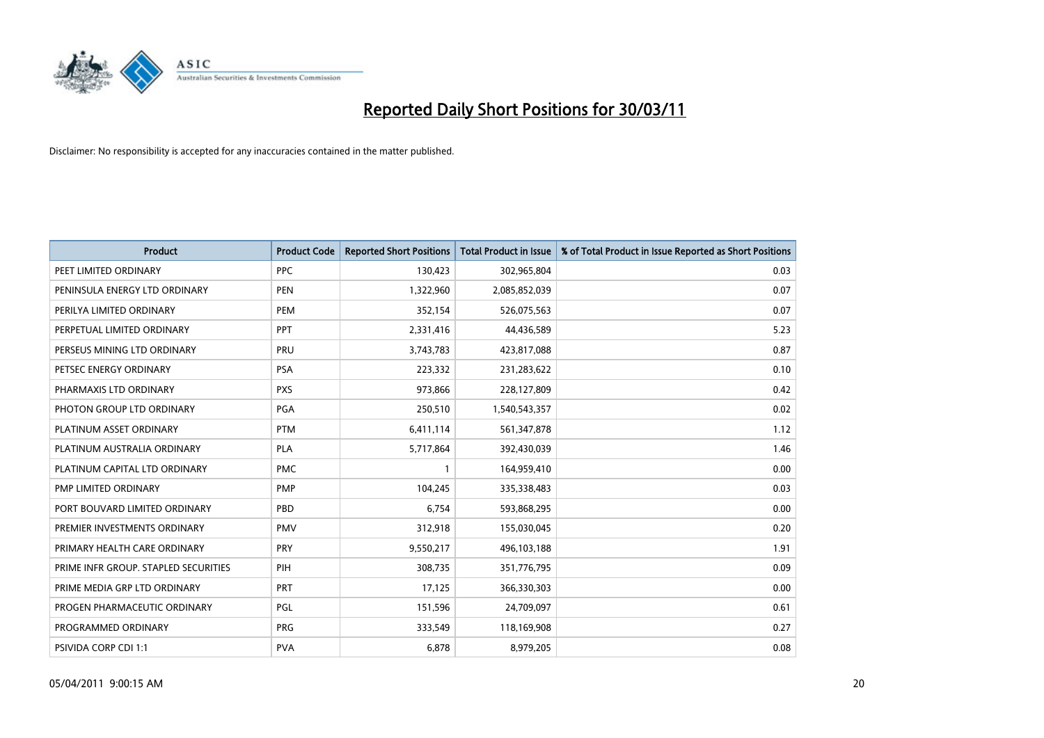# Reported Daily Short Positions for 30/03/11

Disclaimer: No responsibility is accepted for any inaccuracies contained in the matter published.

| Product | Product Code | Reported Short Positions | Total Product in Issue | % of Total Product in Issue Reported as Short Positions |
|---|---|---|---|---|
| PEET LIMITED ORDINARY | PPC | 130,423 | 302,965,804 | 0.03 |
| PENINSULA ENERGY LTD ORDINARY | PEN | 1,322,960 | 2,085,852,039 | 0.07 |
| PERILYA LIMITED ORDINARY | PEM | 352,154 | 526,075,563 | 0.07 |
| PERPETUAL LIMITED ORDINARY | PPT | 2,331,416 | 44,436,589 | 5.23 |
| PERSEUS MINING LTD ORDINARY | PRU | 3,743,783 | 423,817,088 | 0.87 |
| PETSEC ENERGY ORDINARY | PSA | 223,332 | 231,283,622 | 0.10 |
| PHARMAXIS LTD ORDINARY | PXS | 973,866 | 228,127,809 | 0.42 |
| PHOTON GROUP LTD ORDINARY | PGA | 250,510 | 1,540,543,357 | 0.02 |
| PLATINUM ASSET ORDINARY | PTM | 6,411,114 | 561,347,878 | 1.12 |
| PLATINUM AUSTRALIA ORDINARY | PLA | 5,717,864 | 392,430,039 | 1.46 |
| PLATINUM CAPITAL LTD ORDINARY | PMC | 1 | 164,959,410 | 0.00 |
| PMP LIMITED ORDINARY | PMP | 104,245 | 335,338,483 | 0.03 |
| PORT BOUVARD LIMITED ORDINARY | PBD | 6,754 | 593,868,295 | 0.00 |
| PREMIER INVESTMENTS ORDINARY | PMV | 312,918 | 155,030,045 | 0.20 |
| PRIMARY HEALTH CARE ORDINARY | PRY | 9,550,217 | 496,103,188 | 1.91 |
| PRIME INFR GROUP. STAPLED SECURITIES | PIH | 308,735 | 351,776,795 | 0.09 |
| PRIME MEDIA GRP LTD ORDINARY | PRT | 17,125 | 366,330,303 | 0.00 |
| PROGEN PHARMACEUTIC ORDINARY | PGL | 151,596 | 24,709,097 | 0.61 |
| PROGRAMMED ORDINARY | PRG | 333,549 | 118,169,908 | 0.27 |
| PSIVIDA CORP CDI 1:1 | PVA | 6,878 | 8,979,205 | 0.08 |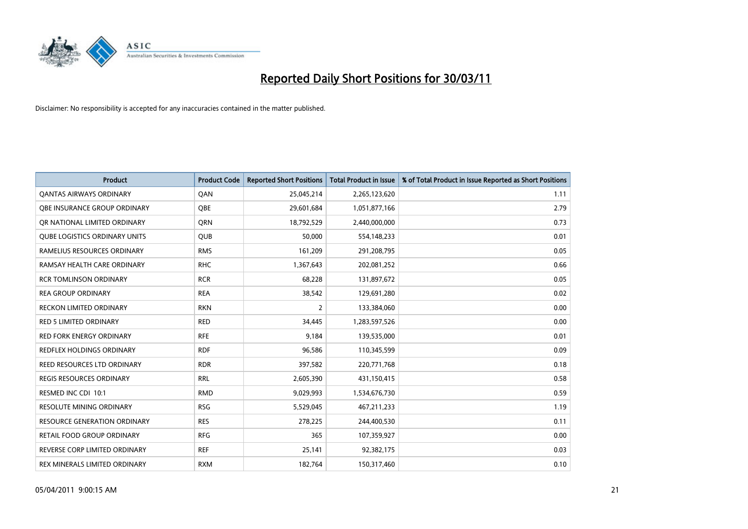# Reported Daily Short Positions for 30/03/11

Disclaimer: No responsibility is accepted for any inaccuracies contained in the matter published.

| Product | Product Code | Reported Short Positions | Total Product in Issue | % of Total Product in Issue Reported as Short Positions |
|---|---|---|---|---|
| QANTAS AIRWAYS ORDINARY | QAN | 25,045,214 | 2,265,123,620 | 1.11 |
| QBE INSURANCE GROUP ORDINARY | QBE | 29,601,684 | 1,051,877,166 | 2.79 |
| QR NATIONAL LIMITED ORDINARY | QRN | 18,792,529 | 2,440,000,000 | 0.73 |
| QUBE LOGISTICS ORDINARY UNITS | QUB | 50,000 | 554,148,233 | 0.01 |
| RAMELIUS RESOURCES ORDINARY | RMS | 161,209 | 291,208,795 | 0.05 |
| RAMSAY HEALTH CARE ORDINARY | RHC | 1,367,643 | 202,081,252 | 0.66 |
| RCR TOMLINSON ORDINARY | RCR | 68,228 | 131,897,672 | 0.05 |
| REA GROUP ORDINARY | REA | 38,542 | 129,691,280 | 0.02 |
| RECKON LIMITED ORDINARY | RKN | 2 | 133,384,060 | 0.00 |
| RED 5 LIMITED ORDINARY | RED | 34,445 | 1,283,597,526 | 0.00 |
| RED FORK ENERGY ORDINARY | RFE | 9,184 | 139,535,000 | 0.01 |
| REDFLEX HOLDINGS ORDINARY | RDF | 96,586 | 110,345,599 | 0.09 |
| REED RESOURCES LTD ORDINARY | RDR | 397,582 | 220,771,768 | 0.18 |
| REGIS RESOURCES ORDINARY | RRL | 2,605,390 | 431,150,415 | 0.58 |
| RESMED INC CDI 10:1 | RMD | 9,029,993 | 1,534,676,730 | 0.59 |
| RESOLUTE MINING ORDINARY | RSG | 5,529,045 | 467,211,233 | 1.19 |
| RESOURCE GENERATION ORDINARY | RES | 278,225 | 244,400,530 | 0.11 |
| RETAIL FOOD GROUP ORDINARY | RFG | 365 | 107,359,927 | 0.00 |
| REVERSE CORP LIMITED ORDINARY | REF | 25,141 | 92,382,175 | 0.03 |
| REX MINERALS LIMITED ORDINARY | RXM | 182,764 | 150,317,460 | 0.10 |

05/04/2011 9:00:15 AM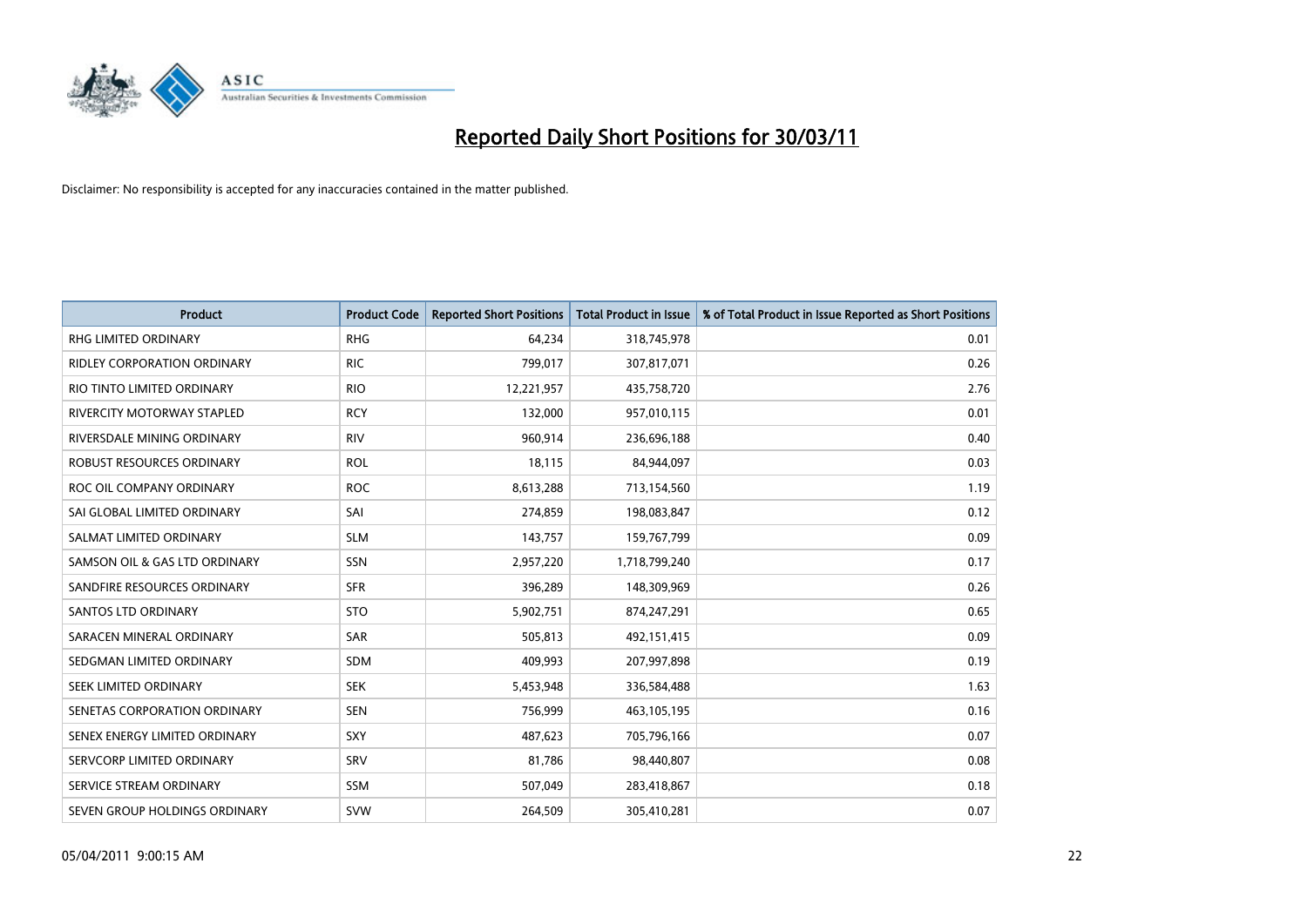# Reported Daily Short Positions for 30/03/11

Disclaimer: No responsibility is accepted for any inaccuracies contained in the matter published.

| Product | Product Code | Reported Short Positions | Total Product in Issue | % of Total Product in Issue Reported as Short Positions |
|---|---|---|---|---|
| RHG LIMITED ORDINARY | RHG | 64,234 | 318,745,978 | 0.01 |
| RIDLEY CORPORATION ORDINARY | RIC | 799,017 | 307,817,071 | 0.26 |
| RIO TINTO LIMITED ORDINARY | RIO | 12,221,957 | 435,758,720 | 2.76 |
| RIVERCITY MOTORWAY STAPLED | RCY | 132,000 | 957,010,115 | 0.01 |
| RIVERSDALE MINING ORDINARY | RIV | 960,914 | 236,696,188 | 0.40 |
| ROBUST RESOURCES ORDINARY | ROL | 18,115 | 84,944,097 | 0.03 |
| ROC OIL COMPANY ORDINARY | ROC | 8,613,288 | 713,154,560 | 1.19 |
| SAI GLOBAL LIMITED ORDINARY | SAI | 274,859 | 198,083,847 | 0.12 |
| SALMAT LIMITED ORDINARY | SLM | 143,757 | 159,767,799 | 0.09 |
| SAMSON OIL & GAS LTD ORDINARY | SSN | 2,957,220 | 1,718,799,240 | 0.17 |
| SANDFIRE RESOURCES ORDINARY | SFR | 396,289 | 148,309,969 | 0.26 |
| SANTOS LTD ORDINARY | STO | 5,902,751 | 874,247,291 | 0.65 |
| SARACEN MINERAL ORDINARY | SAR | 505,813 | 492,151,415 | 0.09 |
| SEDGMAN LIMITED ORDINARY | SDM | 409,993 | 207,997,898 | 0.19 |
| SEEK LIMITED ORDINARY | SEK | 5,453,948 | 336,584,488 | 1.63 |
| SENETAS CORPORATION ORDINARY | SEN | 756,999 | 463,105,195 | 0.16 |
| SENEX ENERGY LIMITED ORDINARY | SXY | 487,623 | 705,796,166 | 0.07 |
| SERVCORP LIMITED ORDINARY | SRV | 81,786 | 98,440,807 | 0.08 |
| SERVICE STREAM ORDINARY | SSM | 507,049 | 283,418,867 | 0.18 |
| SEVEN GROUP HOLDINGS ORDINARY | SVW | 264,509 | 305,410,281 | 0.07 |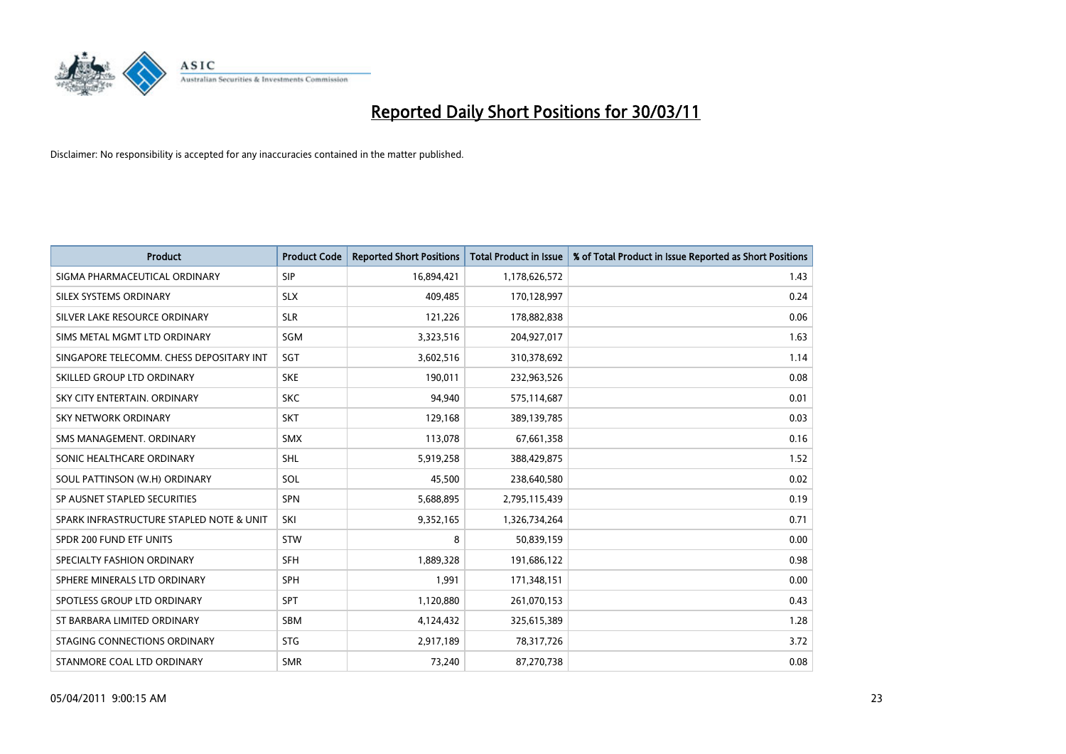# Reported Daily Short Positions for 30/03/11

Disclaimer: No responsibility is accepted for any inaccuracies contained in the matter published.

| Product | Product Code | Reported Short Positions | Total Product in Issue | % of Total Product in Issue Reported as Short Positions |
|---|---|---|---|---|
| SIGMA PHARMACEUTICAL ORDINARY | SIP | 16,894,421 | 1,178,626,572 | 1.43 |
| SILEX SYSTEMS ORDINARY | SLX | 409,485 | 170,128,997 | 0.24 |
| SILVER LAKE RESOURCE ORDINARY | SLR | 121,226 | 178,882,838 | 0.06 |
| SIMS METAL MGMT LTD ORDINARY | SGM | 3,323,516 | 204,927,017 | 1.63 |
| SINGAPORE TELECOMM. CHESS DEPOSITARY INT | SGT | 3,602,516 | 310,378,692 | 1.14 |
| SKILLED GROUP LTD ORDINARY | SKE | 190,011 | 232,963,526 | 0.08 |
| SKY CITY ENTERTAIN. ORDINARY | SKC | 94,940 | 575,114,687 | 0.01 |
| SKY NETWORK ORDINARY | SKT | 129,168 | 389,139,785 | 0.03 |
| SMS MANAGEMENT. ORDINARY | SMX | 113,078 | 67,661,358 | 0.16 |
| SONIC HEALTHCARE ORDINARY | SHL | 5,919,258 | 388,429,875 | 1.52 |
| SOUL PATTINSON (W.H) ORDINARY | SOL | 45,500 | 238,640,580 | 0.02 |
| SP AUSNET STAPLED SECURITIES | SPN | 5,688,895 | 2,795,115,439 | 0.19 |
| SPARK INFRASTRUCTURE STAPLED NOTE & UNIT | SKI | 9,352,165 | 1,326,734,264 | 0.71 |
| SPDR 200 FUND ETF UNITS | STW | 8 | 50,839,159 | 0.00 |
| SPECIALTY FASHION ORDINARY | SFH | 1,889,328 | 191,686,122 | 0.98 |
| SPHERE MINERALS LTD ORDINARY | SPH | 1,991 | 171,348,151 | 0.00 |
| SPOTLESS GROUP LTD ORDINARY | SPT | 1,120,880 | 261,070,153 | 0.43 |
| ST BARBARA LIMITED ORDINARY | SBM | 4,124,432 | 325,615,389 | 1.28 |
| STAGING CONNECTIONS ORDINARY | STG | 2,917,189 | 78,317,726 | 3.72 |
| STANMORE COAL LTD ORDINARY | SMR | 73,240 | 87,270,738 | 0.08 |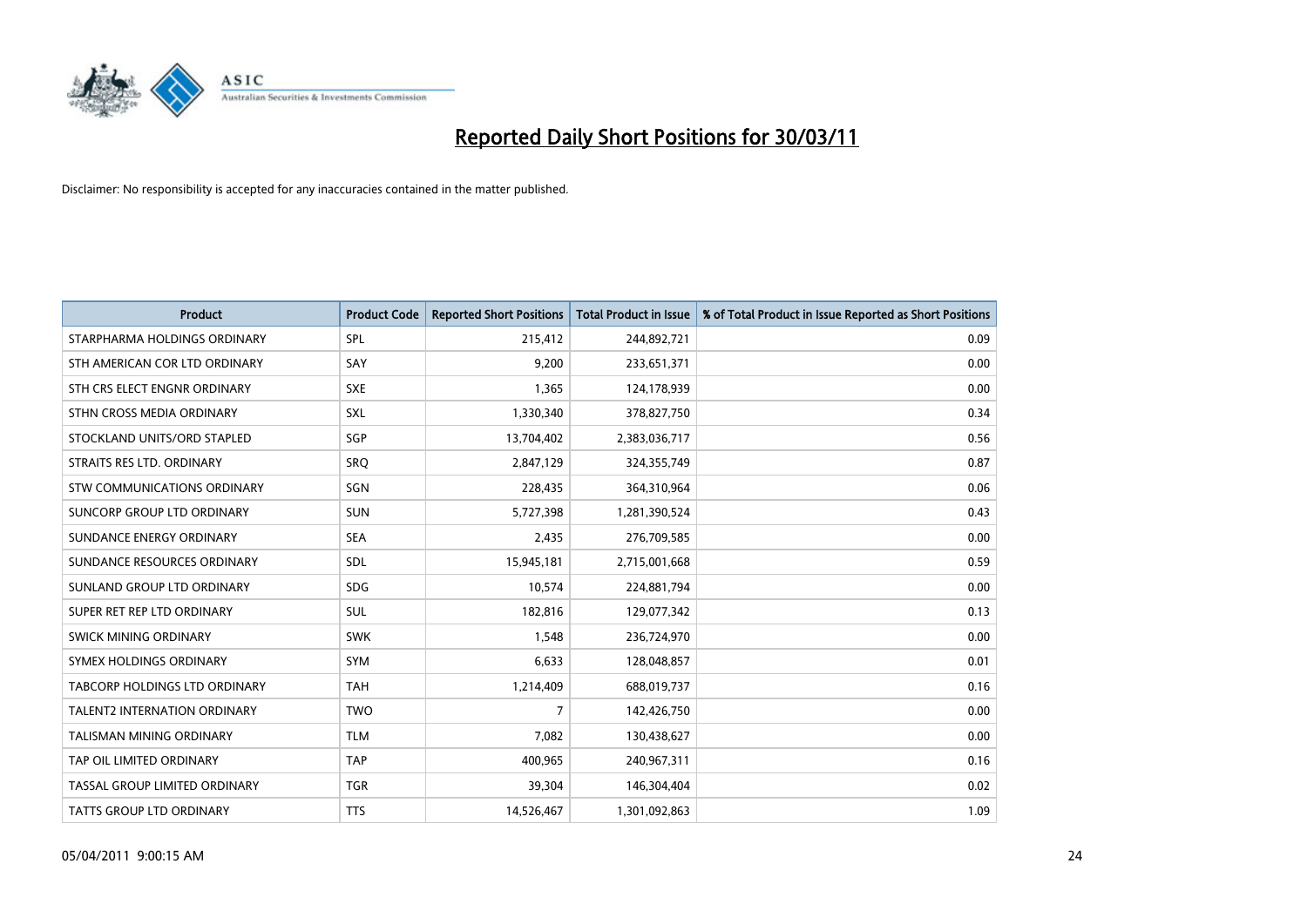# Reported Daily Short Positions for 30/03/11

Disclaimer: No responsibility is accepted for any inaccuracies contained in the matter published.

| Product | Product Code | Reported Short Positions | Total Product in Issue | % of Total Product in Issue Reported as Short Positions |
|---|---|---|---|---|
| STARPHARMA HOLDINGS ORDINARY | SPL | 215,412 | 244,892,721 | 0.09 |
| STH AMERICAN COR LTD ORDINARY | SAY | 9,200 | 233,651,371 | 0.00 |
| STH CRS ELECT ENGNR ORDINARY | SXE | 1,365 | 124,178,939 | 0.00 |
| STHN CROSS MEDIA ORDINARY | SXL | 1,330,340 | 378,827,750 | 0.34 |
| STOCKLAND UNITS/ORD STAPLED | SGP | 13,704,402 | 2,383,036,717 | 0.56 |
| STRAITS RES LTD. ORDINARY | SRQ | 2,847,129 | 324,355,749 | 0.87 |
| STW COMMUNICATIONS ORDINARY | SGN | 228,435 | 364,310,964 | 0.06 |
| SUNCORP GROUP LTD ORDINARY | SUN | 5,727,398 | 1,281,390,524 | 0.43 |
| SUNDANCE ENERGY ORDINARY | SEA | 2,435 | 276,709,585 | 0.00 |
| SUNDANCE RESOURCES ORDINARY | SDL | 15,945,181 | 2,715,001,668 | 0.59 |
| SUNLAND GROUP LTD ORDINARY | SDG | 10,574 | 224,881,794 | 0.00 |
| SUPER RET REP LTD ORDINARY | SUL | 182,816 | 129,077,342 | 0.13 |
| SWICK MINING ORDINARY | SWK | 1,548 | 236,724,970 | 0.00 |
| SYMEX HOLDINGS ORDINARY | SYM | 6,633 | 128,048,857 | 0.01 |
| TABCORP HOLDINGS LTD ORDINARY | TAH | 1,214,409 | 688,019,737 | 0.16 |
| TALENT2 INTERNATION ORDINARY | TWO | 7 | 142,426,750 | 0.00 |
| TALISMAN MINING ORDINARY | TLM | 7,082 | 130,438,627 | 0.00 |
| TAP OIL LIMITED ORDINARY | TAP | 400,965 | 240,967,311 | 0.16 |
| TASSAL GROUP LIMITED ORDINARY | TGR | 39,304 | 146,304,404 | 0.02 |
| TATTS GROUP LTD ORDINARY | TTS | 14,526,467 | 1,301,092,863 | 1.09 |

05/04/2011 9:00:15 AM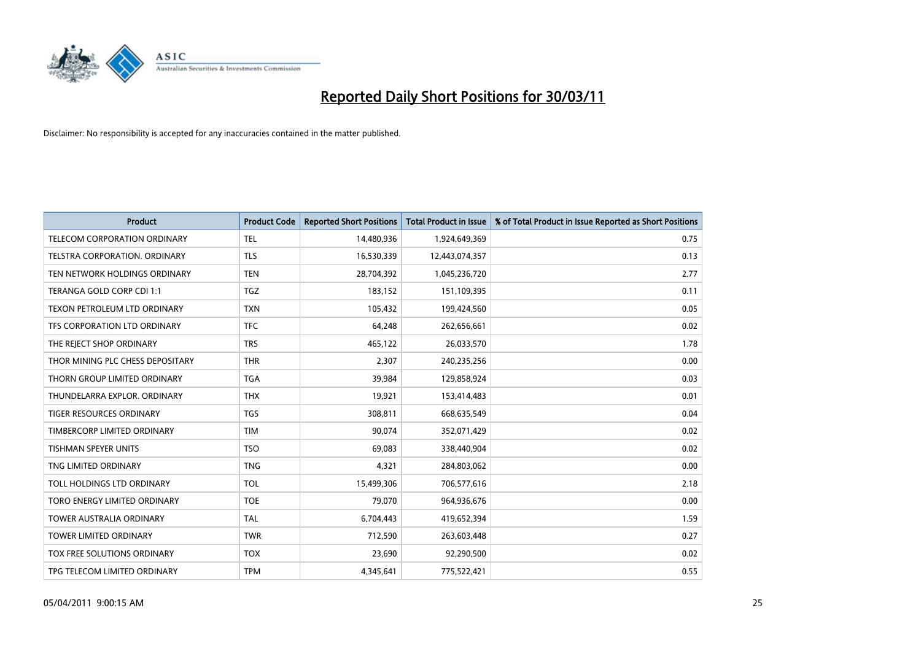# Reported Daily Short Positions for 30/03/11

Disclaimer: No responsibility is accepted for any inaccuracies contained in the matter published.

| Product | Product Code | Reported Short Positions | Total Product in Issue | % of Total Product in Issue Reported as Short Positions |
|---|---|---|---|---|
| TELECOM CORPORATION ORDINARY | TEL | 14,480,936 | 1,924,649,369 | 0.75 |
| TELSTRA CORPORATION. ORDINARY | TLS | 16,530,339 | 12,443,074,357 | 0.13 |
| TEN NETWORK HOLDINGS ORDINARY | TEN | 28,704,392 | 1,045,236,720 | 2.77 |
| TERANGA GOLD CORP CDI 1:1 | TGZ | 183,152 | 151,109,395 | 0.11 |
| TEXON PETROLEUM LTD ORDINARY | TXN | 105,432 | 199,424,560 | 0.05 |
| TFS CORPORATION LTD ORDINARY | TFC | 64,248 | 262,656,661 | 0.02 |
| THE REJECT SHOP ORDINARY | TRS | 465,122 | 26,033,570 | 1.78 |
| THOR MINING PLC CHESS DEPOSITARY | THR | 2,307 | 240,235,256 | 0.00 |
| THORN GROUP LIMITED ORDINARY | TGA | 39,984 | 129,858,924 | 0.03 |
| THUNDELARRA EXPLOR. ORDINARY | THX | 19,921 | 153,414,483 | 0.01 |
| TIGER RESOURCES ORDINARY | TGS | 308,811 | 668,635,549 | 0.04 |
| TIMBERCORP LIMITED ORDINARY | TIM | 90,074 | 352,071,429 | 0.02 |
| TISHMAN SPEYER UNITS | TSO | 69,083 | 338,440,904 | 0.02 |
| TNG LIMITED ORDINARY | TNG | 4,321 | 284,803,062 | 0.00 |
| TOLL HOLDINGS LTD ORDINARY | TOL | 15,499,306 | 706,577,616 | 2.18 |
| TORO ENERGY LIMITED ORDINARY | TOE | 79,070 | 964,936,676 | 0.00 |
| TOWER AUSTRALIA ORDINARY | TAL | 6,704,443 | 419,652,394 | 1.59 |
| TOWER LIMITED ORDINARY | TWR | 712,590 | 263,603,448 | 0.27 |
| TOX FREE SOLUTIONS ORDINARY | TOX | 23,690 | 92,290,500 | 0.02 |
| TPG TELECOM LIMITED ORDINARY | TPM | 4,345,641 | 775,522,421 | 0.55 |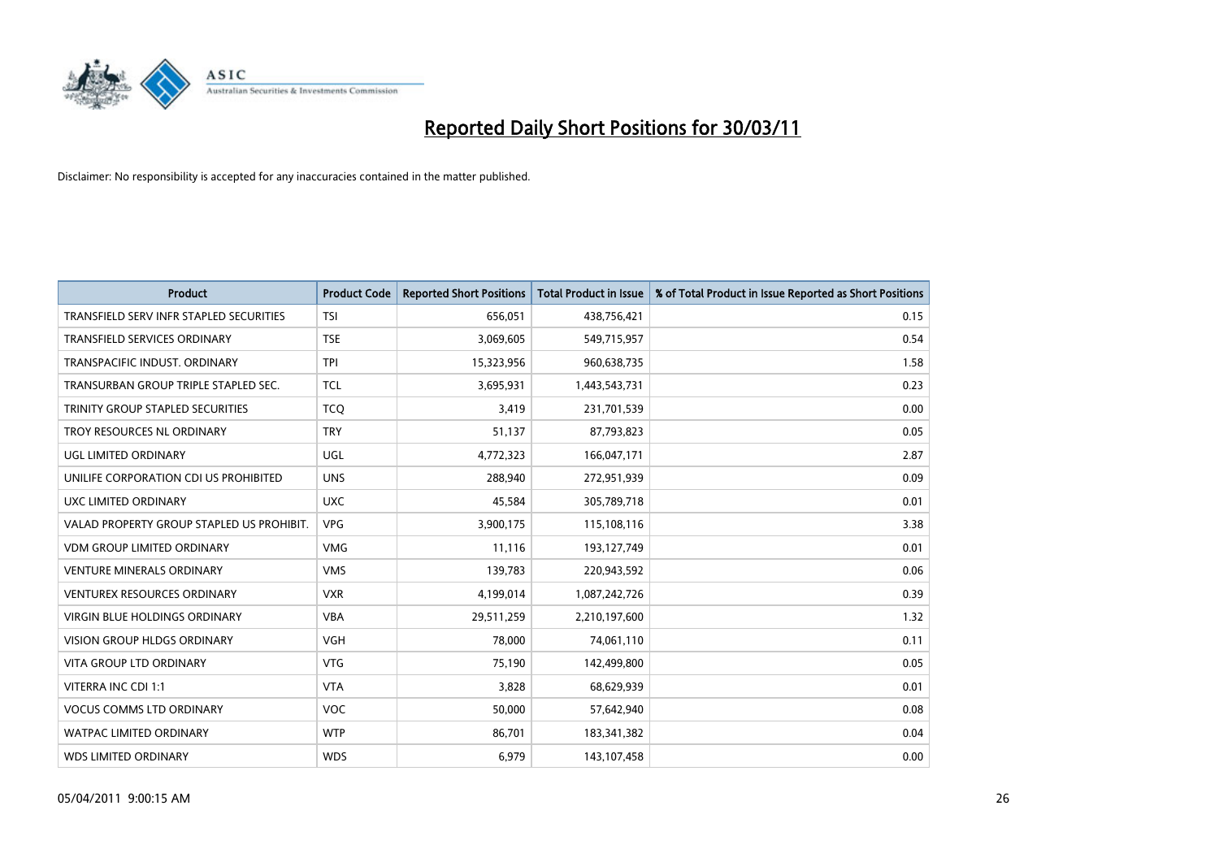# Reported Daily Short Positions for 30/03/11

Disclaimer: No responsibility is accepted for any inaccuracies contained in the matter published.

| Product | Product Code | Reported Short Positions | Total Product in Issue | % of Total Product in Issue Reported as Short Positions |
|---|---|---|---|---|
| TRANSFIELD SERV INFR STAPLED SECURITIES | TSI | 656,051 | 438,756,421 | 0.15 |
| TRANSFIELD SERVICES ORDINARY | TSE | 3,069,605 | 549,715,957 | 0.54 |
| TRANSPACIFIC INDUST. ORDINARY | TPI | 15,323,956 | 960,638,735 | 1.58 |
| TRANSURBAN GROUP TRIPLE STAPLED SEC. | TCL | 3,695,931 | 1,443,543,731 | 0.23 |
| TRINITY GROUP STAPLED SECURITIES | TCQ | 3,419 | 231,701,539 | 0.00 |
| TROY RESOURCES NL ORDINARY | TRY | 51,137 | 87,793,823 | 0.05 |
| UGL LIMITED ORDINARY | UGL | 4,772,323 | 166,047,171 | 2.87 |
| UNILIFE CORPORATION CDI US PROHIBITED | UNS | 288,940 | 272,951,939 | 0.09 |
| UXC LIMITED ORDINARY | UXC | 45,584 | 305,789,718 | 0.01 |
| VALAD PROPERTY GROUP STAPLED US PROHIBIT. | VPG | 3,900,175 | 115,108,116 | 3.38 |
| VDM GROUP LIMITED ORDINARY | VMG | 11,116 | 193,127,749 | 0.01 |
| VENTURE MINERALS ORDINARY | VMS | 139,783 | 220,943,592 | 0.06 |
| VENTUREX RESOURCES ORDINARY | VXR | 4,199,014 | 1,087,242,726 | 0.39 |
| VIRGIN BLUE HOLDINGS ORDINARY | VBA | 29,511,259 | 2,210,197,600 | 1.32 |
| VISION GROUP HLDGS ORDINARY | VGH | 78,000 | 74,061,110 | 0.11 |
| VITA GROUP LTD ORDINARY | VTG | 75,190 | 142,499,800 | 0.05 |
| VITERRA INC CDI 1:1 | VTA | 3,828 | 68,629,939 | 0.01 |
| VOCUS COMMS LTD ORDINARY | VOC | 50,000 | 57,642,940 | 0.08 |
| WATPAC LIMITED ORDINARY | WTP | 86,701 | 183,341,382 | 0.04 |
| WDS LIMITED ORDINARY | WDS | 6,979 | 143,107,458 | 0.00 |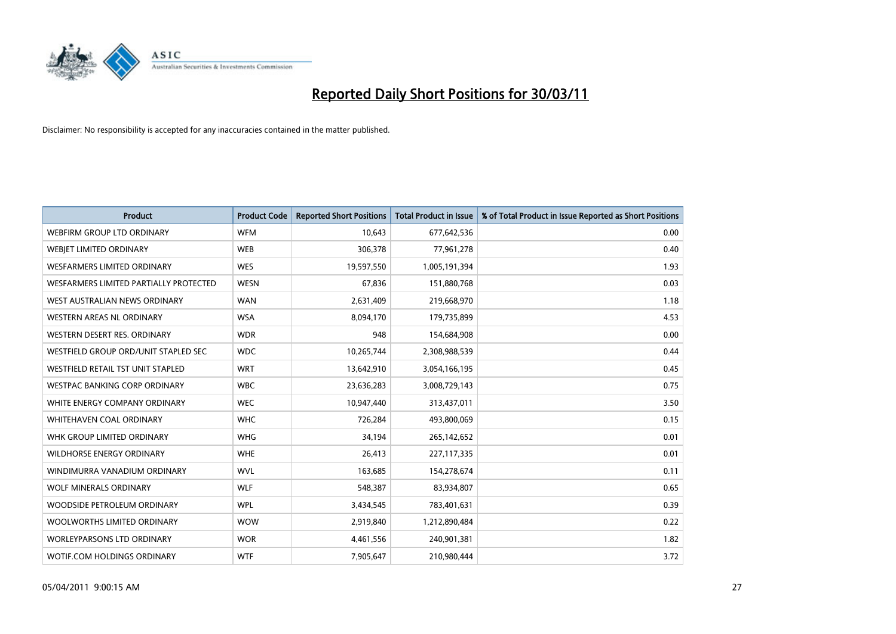# Reported Daily Short Positions for 30/03/11

Disclaimer: No responsibility is accepted for any inaccuracies contained in the matter published.

| Product | Product Code | Reported Short Positions | Total Product in Issue | % of Total Product in Issue Reported as Short Positions |
|---|---|---|---|---|
| WEBFIRM GROUP LTD ORDINARY | WFM | 10,643 | 677,642,536 | 0.00 |
| WEBJET LIMITED ORDINARY | WEB | 306,378 | 77,961,278 | 0.40 |
| WESFARMERS LIMITED ORDINARY | WES | 19,597,550 | 1,005,191,394 | 1.93 |
| WESFARMERS LIMITED PARTIALLY PROTECTED | WESN | 67,836 | 151,880,768 | 0.03 |
| WEST AUSTRALIAN NEWS ORDINARY | WAN | 2,631,409 | 219,668,970 | 1.18 |
| WESTERN AREAS NL ORDINARY | WSA | 8,094,170 | 179,735,899 | 4.53 |
| WESTERN DESERT RES. ORDINARY | WDR | 948 | 154,684,908 | 0.00 |
| WESTFIELD GROUP ORD/UNIT STAPLED SEC | WDC | 10,265,744 | 2,308,988,539 | 0.44 |
| WESTFIELD RETAIL TST UNIT STAPLED | WRT | 13,642,910 | 3,054,166,195 | 0.45 |
| WESTPAC BANKING CORP ORDINARY | WBC | 23,636,283 | 3,008,729,143 | 0.75 |
| WHITE ENERGY COMPANY ORDINARY | WEC | 10,947,440 | 313,437,011 | 3.50 |
| WHITEHAVEN COAL ORDINARY | WHC | 726,284 | 493,800,069 | 0.15 |
| WHK GROUP LIMITED ORDINARY | WHG | 34,194 | 265,142,652 | 0.01 |
| WILDHORSE ENERGY ORDINARY | WHE | 26,413 | 227,117,335 | 0.01 |
| WINDIMURRA VANADIUM ORDINARY | WVL | 163,685 | 154,278,674 | 0.11 |
| WOLF MINERALS ORDINARY | WLF | 548,387 | 83,934,807 | 0.65 |
| WOODSIDE PETROLEUM ORDINARY | WPL | 3,434,545 | 783,401,631 | 0.39 |
| WOOLWORTHS LIMITED ORDINARY | WOW | 2,919,840 | 1,212,890,484 | 0.22 |
| WORLEYPARSONS LTD ORDINARY | WOR | 4,461,556 | 240,901,381 | 1.82 |
| WOTIF.COM HOLDINGS ORDINARY | WTF | 7,905,647 | 210,980,444 | 3.72 |

05/04/2011 9:00:15 AM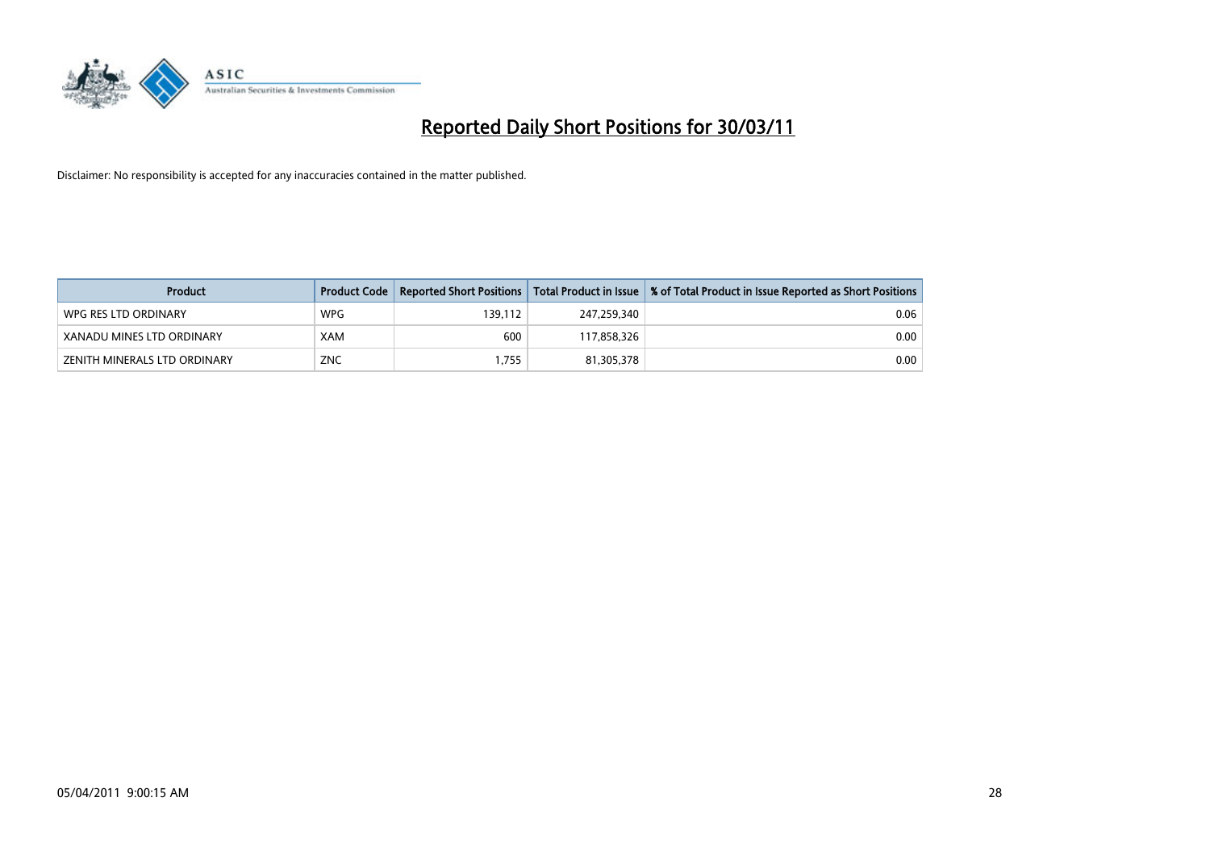# Reported Daily Short Positions for 30/03/11

Disclaimer: No responsibility is accepted for any inaccuracies contained in the matter published.

| Product | Product Code | Reported Short Positions | Total Product in Issue | % of Total Product in Issue Reported as Short Positions |
|---|---|---|---|---|
| WPG RES LTD ORDINARY | WPG | 139,112 | 247,259,340 | 0.06 |
| XANADU MINES LTD ORDINARY | XAM | 600 | 117,858,326 | 0.00 |
| ZENITH MINERALS LTD ORDINARY | ZNC | 1,755 | 81,305,378 | 0.00 |

05/04/2011 9:00:15 AM